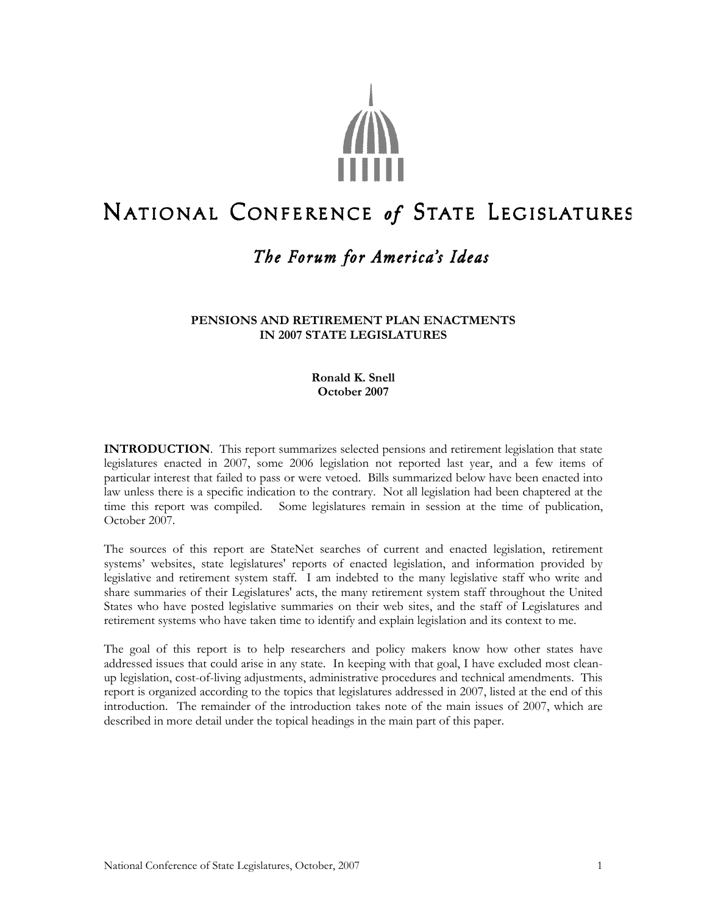# NATIONAL CONFERENCE *of* STATE LEGISLATURES

*The Forum for America's Ideas*

## PENSIONS AND RETIREMENT PLAN ENACTMENTS IN 2007 STATE LEGISLATURES

**Ronald K. Snell**
**October 2007**

**INTRODUCTION**. This report summarizes selected pensions and retirement legislation that state legislatures enacted in 2007, some 2006 legislation not reported last year, and a few items of particular interest that failed to pass or were vetoed. Bills summarized below have been enacted into law unless there is a specific indication to the contrary. Not all legislation had been chaptered at the time this report was compiled. Some legislatures remain in session at the time of publication, October 2007.

The sources of this report are StateNet searches of current and enacted legislation, retirement systems' websites, state legislatures' reports of enacted legislation, and information provided by legislative and retirement system staff. I am indebted to the many legislative staff who write and share summaries of their Legislatures' acts, the many retirement system staff throughout the United States who have posted legislative summaries on their web sites, and the staff of Legislatures and retirement systems who have taken time to identify and explain legislation and its context to me.

The goal of this report is to help researchers and policy makers know how other states have addressed issues that could arise in any state. In keeping with that goal, I have excluded most clean-up legislation, cost-of-living adjustments, administrative procedures and technical amendments. This report is organized according to the topics that legislatures addressed in 2007, listed at the end of this introduction. The remainder of the introduction takes note of the main issues of 2007, which are described in more detail under the topical headings in the main part of this paper.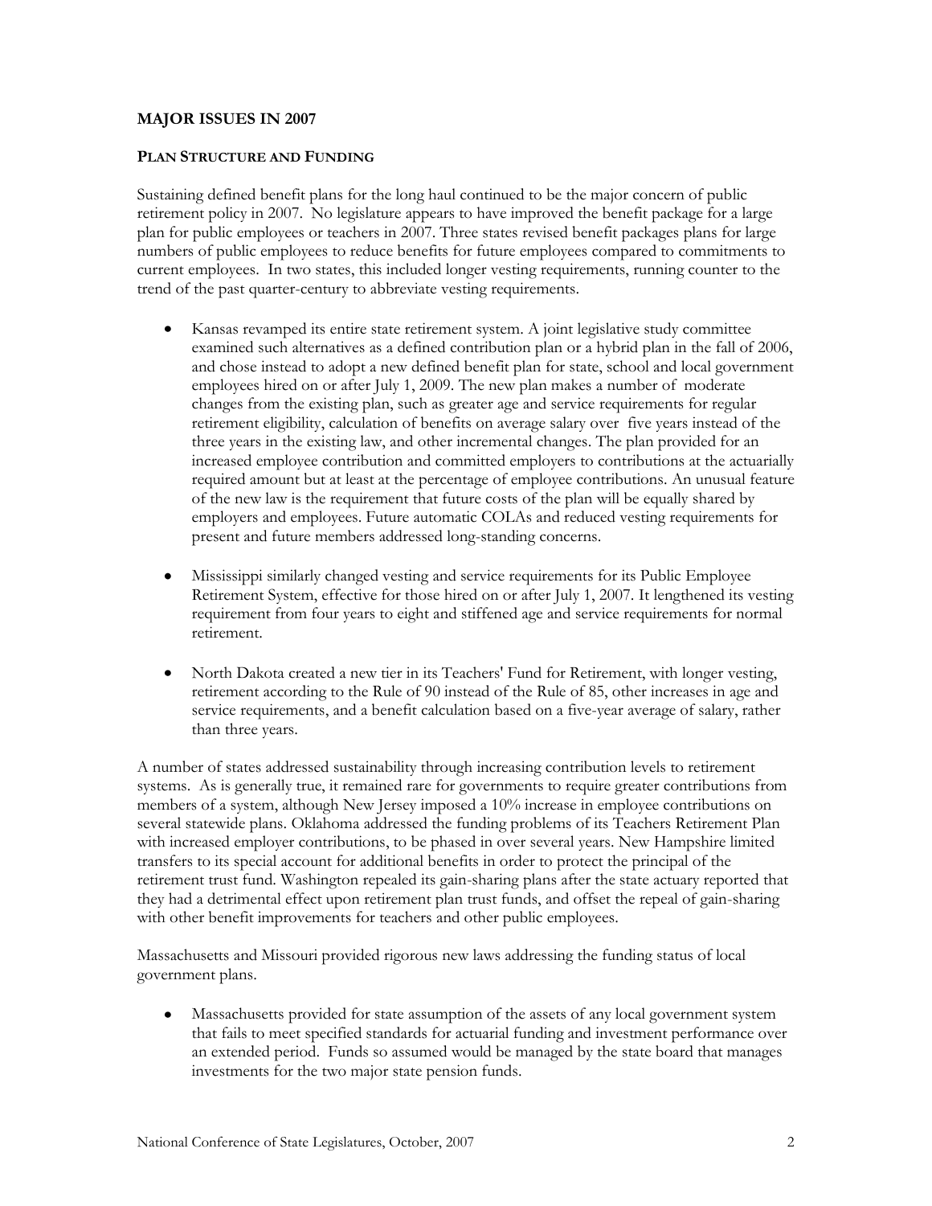## MAJOR ISSUES IN 2007

### PLAN STRUCTURE AND FUNDING

Sustaining defined benefit plans for the long haul continued to be the major concern of public retirement policy in 2007. No legislature appears to have improved the benefit package for a large plan for public employees or teachers in 2007. Three states revised benefit packages plans for large numbers of public employees to reduce benefits for future employees compared to commitments to current employees. In two states, this included longer vesting requirements, running counter to the trend of the past quarter-century to abbreviate vesting requirements.

- Kansas revamped its entire state retirement system. A joint legislative study committee examined such alternatives as a defined contribution plan or a hybrid plan in the fall of 2006, and chose instead to adopt a new defined benefit plan for state, school and local government employees hired on or after July 1, 2009. The new plan makes a number of moderate changes from the existing plan, such as greater age and service requirements for regular retirement eligibility, calculation of benefits on average salary over five years instead of the three years in the existing law, and other incremental changes. The plan provided for an increased employee contribution and committed employers to contributions at the actuarially required amount but at least at the percentage of employee contributions. An unusual feature of the new law is the requirement that future costs of the plan will be equally shared by employers and employees. Future automatic COLAs and reduced vesting requirements for present and future members addressed long-standing concerns.
- Mississippi similarly changed vesting and service requirements for its Public Employee Retirement System, effective for those hired on or after July 1, 2007. It lengthened its vesting requirement from four years to eight and stiffened age and service requirements for normal retirement.
- North Dakota created a new tier in its Teachers' Fund for Retirement, with longer vesting, retirement according to the Rule of 90 instead of the Rule of 85, other increases in age and service requirements, and a benefit calculation based on a five-year average of salary, rather than three years.

A number of states addressed sustainability through increasing contribution levels to retirement systems. As is generally true, it remained rare for governments to require greater contributions from members of a system, although New Jersey imposed a 10% increase in employee contributions on several statewide plans. Oklahoma addressed the funding problems of its Teachers Retirement Plan with increased employer contributions, to be phased in over several years. New Hampshire limited transfers to its special account for additional benefits in order to protect the principal of the retirement trust fund. Washington repealed its gain-sharing plans after the state actuary reported that they had a detrimental effect upon retirement plan trust funds, and offset the repeal of gain-sharing with other benefit improvements for teachers and other public employees.

Massachusetts and Missouri provided rigorous new laws addressing the funding status of local government plans.

- Massachusetts provided for state assumption of the assets of any local government system that fails to meet specified standards for actuarial funding and investment performance over an extended period. Funds so assumed would be managed by the state board that manages investments for the two major state pension funds.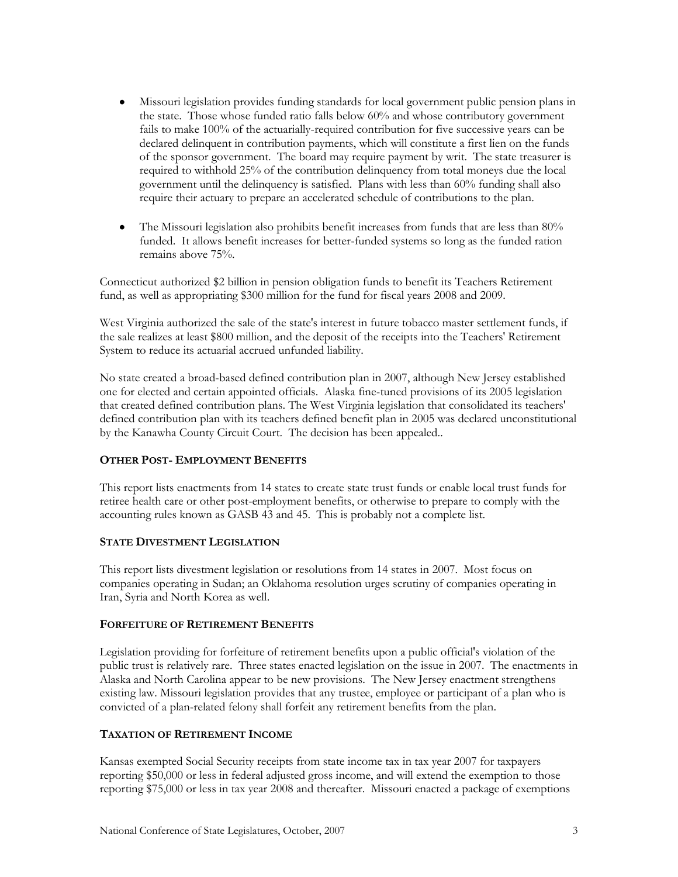- Missouri legislation provides funding standards for local government public pension plans in the state. Those whose funded ratio falls below 60% and whose contributory government fails to make 100% of the actuarially-required contribution for five successive years can be declared delinquent in contribution payments, which will constitute a first lien on the funds of the sponsor government. The board may require payment by writ. The state treasurer is required to withhold 25% of the contribution delinquency from total moneys due the local government until the delinquency is satisfied. Plans with less than 60% funding shall also require their actuary to prepare an accelerated schedule of contributions to the plan.

- The Missouri legislation also prohibits benefit increases from funds that are less than 80% funded. It allows benefit increases for better-funded systems so long as the funded ration remains above 75%.

Connecticut authorized $2 billion in pension obligation funds to benefit its Teachers Retirement fund, as well as appropriating $300 million for the fund for fiscal years 2008 and 2009.

West Virginia authorized the sale of the state's interest in future tobacco master settlement funds, if the sale realizes at least $800 million, and the deposit of the receipts into the Teachers' Retirement System to reduce its actuarial accrued unfunded liability.

No state created a broad-based defined contribution plan in 2007, although New Jersey established one for elected and certain appointed officials. Alaska fine-tuned provisions of its 2005 legislation that created defined contribution plans. The West Virginia legislation that consolidated its teachers' defined contribution plan with its teachers defined benefit plan in 2005 was declared unconstitutional by the Kanawha County Circuit Court. The decision has been appealed..

### OTHER POST- EMPLOYMENT BENEFITS

This report lists enactments from 14 states to create state trust funds or enable local trust funds for retiree health care or other post-employment benefits, or otherwise to prepare to comply with the accounting rules known as GASB 43 and 45. This is probably not a complete list.

### STATE DIVESTMENT LEGISLATION

This report lists divestment legislation or resolutions from 14 states in 2007. Most focus on companies operating in Sudan; an Oklahoma resolution urges scrutiny of companies operating in Iran, Syria and North Korea as well.

### FORFEITURE OF RETIREMENT BENEFITS

Legislation providing for forfeiture of retirement benefits upon a public official's violation of the public trust is relatively rare. Three states enacted legislation on the issue in 2007. The enactments in Alaska and North Carolina appear to be new provisions. The New Jersey enactment strengthens existing law. Missouri legislation provides that any trustee, employee or participant of a plan who is convicted of a plan-related felony shall forfeit any retirement benefits from the plan.

### TAXATION OF RETIREMENT INCOME

Kansas exempted Social Security receipts from state income tax in tax year 2007 for taxpayers reporting $50,000 or less in federal adjusted gross income, and will extend the exemption to those reporting $75,000 or less in tax year 2008 and thereafter. Missouri enacted a package of exemptions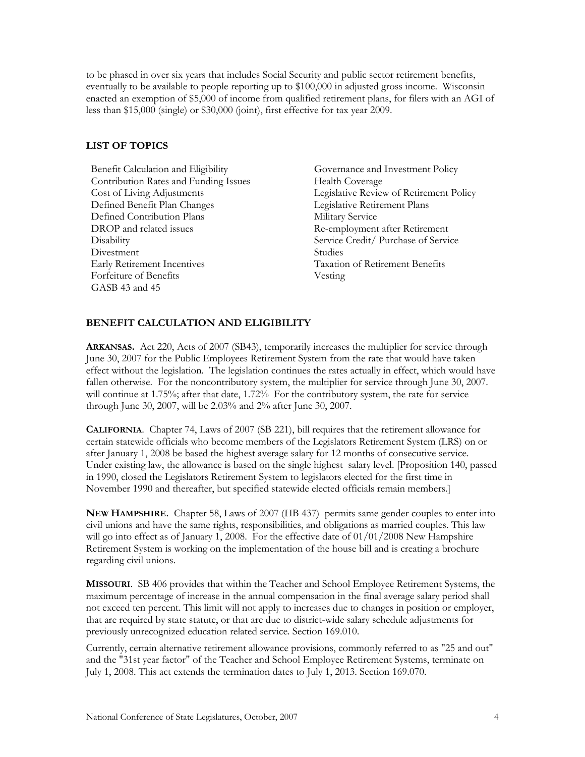to be phased in over six years that includes Social Security and public sector retirement benefits, eventually to be available to people reporting up to $100,000 in adjusted gross income. Wisconsin enacted an exemption of $5,000 of income from qualified retirement plans, for filers with an AGI of less than $15,000 (single) or $30,000 (joint), first effective for tax year 2009.

## LIST OF TOPICS

- Benefit Calculation and Eligibility
- Contribution Rates and Funding Issues
- Cost of Living Adjustments
- Defined Benefit Plan Changes
- Defined Contribution Plans
- DROP and related issues
- Disability
- Divestment
- Early Retirement Incentives
- Forfeiture of Benefits
- GASB 43 and 45
- Governance and Investment Policy
- Health Coverage
- Legislative Review of Retirement Policy
- Legislative Retirement Plans
- Military Service
- Re-employment after Retirement
- Service Credit/ Purchase of Service
- Studies
- Taxation of Retirement Benefits
- Vesting

## BENEFIT CALCULATION AND ELIGIBILITY

**ARKANSAS.** Act 220, Acts of 2007 (SB43), temporarily increases the multiplier for service through June 30, 2007 for the Public Employees Retirement System from the rate that would have taken effect without the legislation. The legislation continues the rates actually in effect, which would have fallen otherwise. For the noncontributory system, the multiplier for service through June 30, 2007. will continue at 1.75%; after that date, 1.72% For the contributory system, the rate for service through June 30, 2007, will be 2.03% and 2% after June 30, 2007.

**CALIFORNIA**. Chapter 74, Laws of 2007 (SB 221), bill requires that the retirement allowance for certain statewide officials who become members of the Legislators Retirement System (LRS) on or after January 1, 2008 be based the highest average salary for 12 months of consecutive service. Under existing law, the allowance is based on the single highest salary level. [Proposition 140, passed in 1990, closed the Legislators Retirement System to legislators elected for the first time in November 1990 and thereafter, but specified statewide elected officials remain members.]

**NEW HAMPSHIRE**. Chapter 58, Laws of 2007 (HB 437) permits same gender couples to enter into civil unions and have the same rights, responsibilities, and obligations as married couples. This law will go into effect as of January 1, 2008. For the effective date of 01/01/2008 New Hampshire Retirement System is working on the implementation of the house bill and is creating a brochure regarding civil unions.

**MISSOURI**. SB 406 provides that within the Teacher and School Employee Retirement Systems, the maximum percentage of increase in the annual compensation in the final average salary period shall not exceed ten percent. This limit will not apply to increases due to changes in position or employer, that are required by state statute, or that are due to district-wide salary schedule adjustments for previously unrecognized education related service. Section 169.010.

Currently, certain alternative retirement allowance provisions, commonly referred to as "25 and out" and the "31st year factor" of the Teacher and School Employee Retirement Systems, terminate on July 1, 2008. This act extends the termination dates to July 1, 2013. Section 169.070.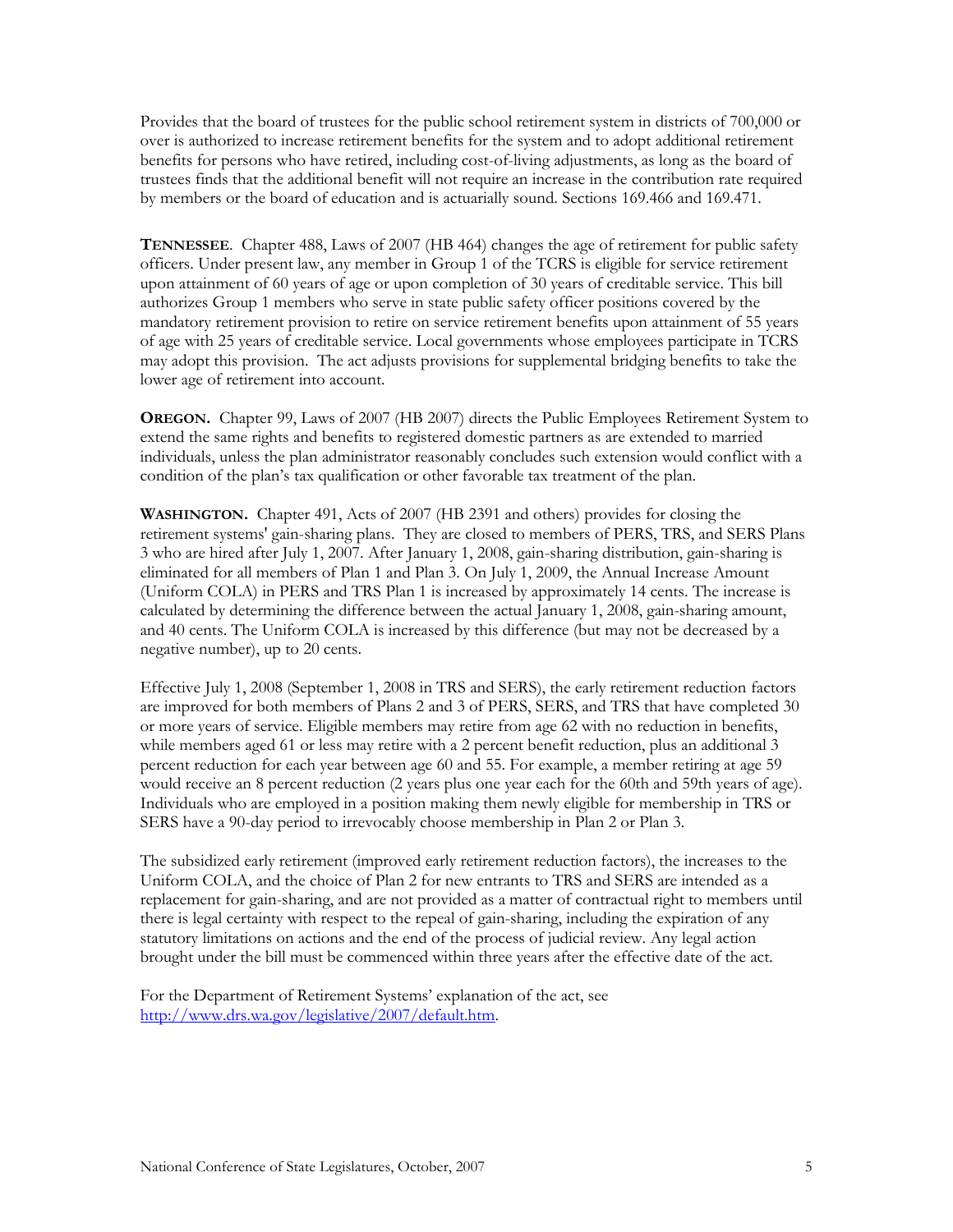Provides that the board of trustees for the public school retirement system in districts of 700,000 or over is authorized to increase retirement benefits for the system and to adopt additional retirement benefits for persons who have retired, including cost-of-living adjustments, as long as the board of trustees finds that the additional benefit will not require an increase in the contribution rate required by members or the board of education and is actuarially sound. Sections 169.466 and 169.471.

**TENNESSEE**. Chapter 488, Laws of 2007 (HB 464) changes the age of retirement for public safety officers. Under present law, any member in Group 1 of the TCRS is eligible for service retirement upon attainment of 60 years of age or upon completion of 30 years of creditable service. This bill authorizes Group 1 members who serve in state public safety officer positions covered by the mandatory retirement provision to retire on service retirement benefits upon attainment of 55 years of age with 25 years of creditable service. Local governments whose employees participate in TCRS may adopt this provision. The act adjusts provisions for supplemental bridging benefits to take the lower age of retirement into account.

**OREGON.** Chapter 99, Laws of 2007 (HB 2007) directs the Public Employees Retirement System to extend the same rights and benefits to registered domestic partners as are extended to married individuals, unless the plan administrator reasonably concludes such extension would conflict with a condition of the plan's tax qualification or other favorable tax treatment of the plan.

**WASHINGTON.** Chapter 491, Acts of 2007 (HB 2391 and others) provides for closing the retirement systems' gain-sharing plans. They are closed to members of PERS, TRS, and SERS Plans 3 who are hired after July 1, 2007. After January 1, 2008, gain-sharing distribution, gain-sharing is eliminated for all members of Plan 1 and Plan 3. On July 1, 2009, the Annual Increase Amount (Uniform COLA) in PERS and TRS Plan 1 is increased by approximately 14 cents. The increase is calculated by determining the difference between the actual January 1, 2008, gain-sharing amount, and 40 cents. The Uniform COLA is increased by this difference (but may not be decreased by a negative number), up to 20 cents.

Effective July 1, 2008 (September 1, 2008 in TRS and SERS), the early retirement reduction factors are improved for both members of Plans 2 and 3 of PERS, SERS, and TRS that have completed 30 or more years of service. Eligible members may retire from age 62 with no reduction in benefits, while members aged 61 or less may retire with a 2 percent benefit reduction, plus an additional 3 percent reduction for each year between age 60 and 55. For example, a member retiring at age 59 would receive an 8 percent reduction (2 years plus one year each for the 60th and 59th years of age). Individuals who are employed in a position making them newly eligible for membership in TRS or SERS have a 90-day period to irrevocably choose membership in Plan 2 or Plan 3.

The subsidized early retirement (improved early retirement reduction factors), the increases to the Uniform COLA, and the choice of Plan 2 for new entrants to TRS and SERS are intended as a replacement for gain-sharing, and are not provided as a matter of contractual right to members until there is legal certainty with respect to the repeal of gain-sharing, including the expiration of any statutory limitations on actions and the end of the process of judicial review. Any legal action brought under the bill must be commenced within three years after the effective date of the act.

For the Department of Retirement Systems' explanation of the act, see [http://www.drs.wa.gov/legislative/2007/default.htm](http://www.drs.wa.gov/legislative/2007/default.htm).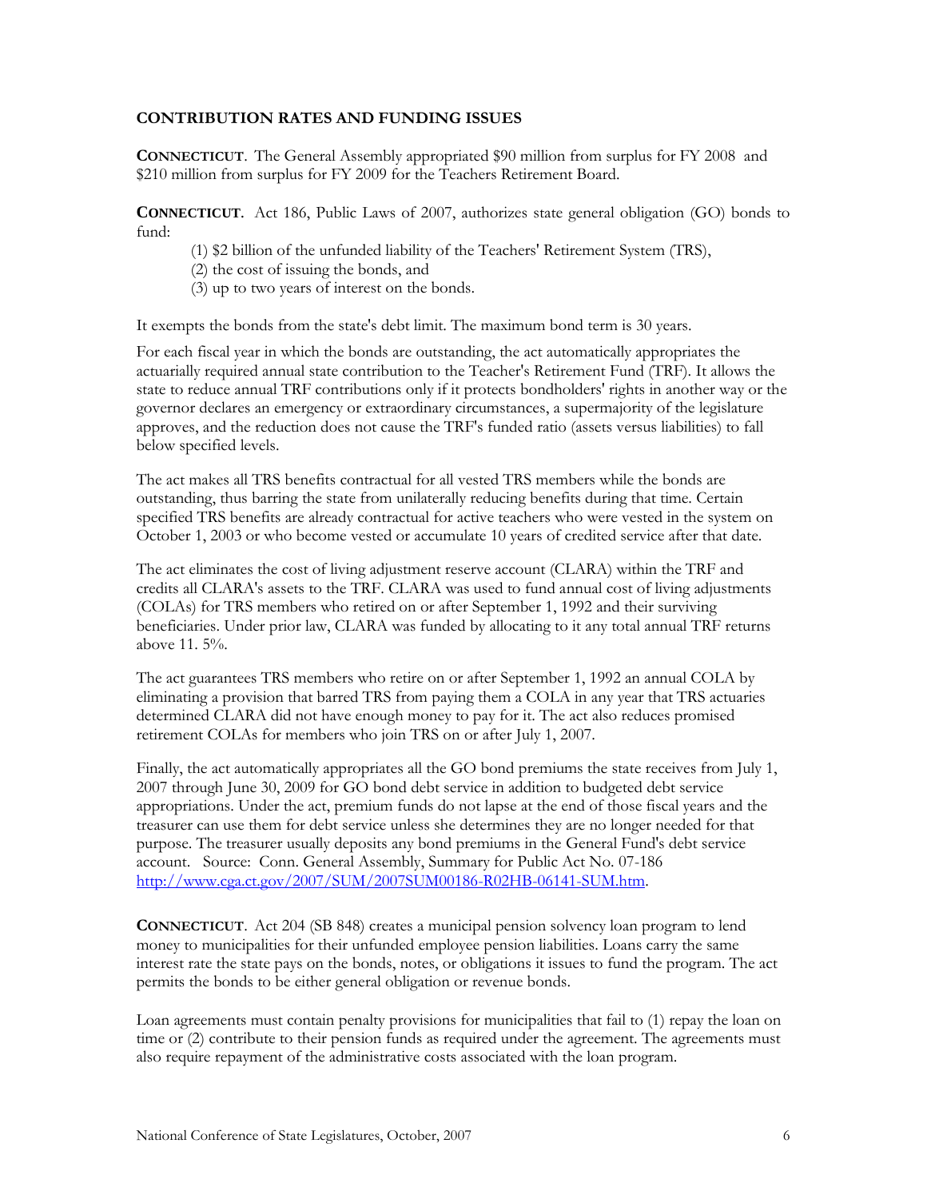**CONTRIBUTION RATES AND FUNDING ISSUES**

**CONNECTICUT**. The General Assembly appropriated $90 million from surplus for FY 2008 and $210 million from surplus for FY 2009 for the Teachers Retirement Board.

**CONNECTICUT**. Act 186, Public Laws of 2007, authorizes state general obligation (GO) bonds to fund:

(1) $2 billion of the unfunded liability of the Teachers' Retirement System (TRS),
(2) the cost of issuing the bonds, and
(3) up to two years of interest on the bonds.

It exempts the bonds from the state's debt limit. The maximum bond term is 30 years.

For each fiscal year in which the bonds are outstanding, the act automatically appropriates the actuarially required annual state contribution to the Teacher's Retirement Fund (TRF). It allows the state to reduce annual TRF contributions only if it protects bondholders' rights in another way or the governor declares an emergency or extraordinary circumstances, a supermajority of the legislature approves, and the reduction does not cause the TRF's funded ratio (assets versus liabilities) to fall below specified levels.

The act makes all TRS benefits contractual for all vested TRS members while the bonds are outstanding, thus barring the state from unilaterally reducing benefits during that time. Certain specified TRS benefits are already contractual for active teachers who were vested in the system on October 1, 2003 or who become vested or accumulate 10 years of credited service after that date.

The act eliminates the cost of living adjustment reserve account (CLARA) within the TRF and credits all CLARA's assets to the TRF. CLARA was used to fund annual cost of living adjustments (COLAs) for TRS members who retired on or after September 1, 1992 and their surviving beneficiaries. Under prior law, CLARA was funded by allocating to it any total annual TRF returns above 11. 5%.

The act guarantees TRS members who retire on or after September 1, 1992 an annual COLA by eliminating a provision that barred TRS from paying them a COLA in any year that TRS actuaries determined CLARA did not have enough money to pay for it. The act also reduces promised retirement COLAs for members who join TRS on or after July 1, 2007.

Finally, the act automatically appropriates all the GO bond premiums the state receives from July 1, 2007 through June 30, 2009 for GO bond debt service in addition to budgeted debt service appropriations. Under the act, premium funds do not lapse at the end of those fiscal years and the treasurer can use them for debt service unless she determines they are no longer needed for that purpose. The treasurer usually deposits any bond premiums in the General Fund's debt service account. Source: Conn. General Assembly, Summary for Public Act No. 07-186 http://www.cga.ct.gov/2007/SUM/2007SUM00186-R02HB-06141-SUM.htm.

**CONNECTICUT**. Act 204 (SB 848) creates a municipal pension solvency loan program to lend money to municipalities for their unfunded employee pension liabilities. Loans carry the same interest rate the state pays on the bonds, notes, or obligations it issues to fund the program. The act permits the bonds to be either general obligation or revenue bonds.

Loan agreements must contain penalty provisions for municipalities that fail to (1) repay the loan on time or (2) contribute to their pension funds as required under the agreement. The agreements must also require repayment of the administrative costs associated with the loan program.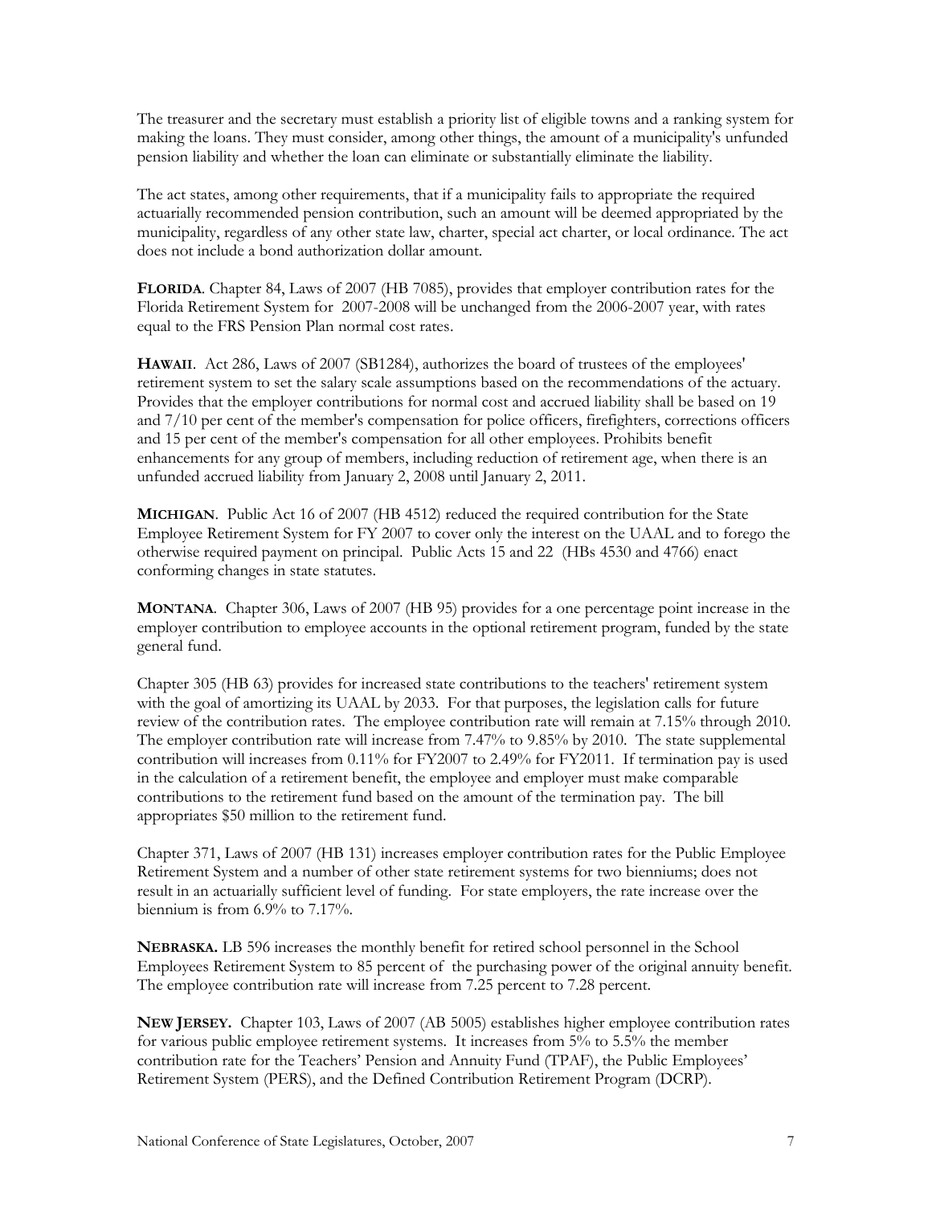The treasurer and the secretary must establish a priority list of eligible towns and a ranking system for making the loans. They must consider, among other things, the amount of a municipality's unfunded pension liability and whether the loan can eliminate or substantially eliminate the liability.

The act states, among other requirements, that if a municipality fails to appropriate the required actuarially recommended pension contribution, such an amount will be deemed appropriated by the municipality, regardless of any other state law, charter, special act charter, or local ordinance. The act does not include a bond authorization dollar amount.

**FLORIDA**. Chapter 84, Laws of 2007 (HB 7085), provides that employer contribution rates for the Florida Retirement System for 2007-2008 will be unchanged from the 2006-2007 year, with rates equal to the FRS Pension Plan normal cost rates.

**HAWAII**. Act 286, Laws of 2007 (SB1284), authorizes the board of trustees of the employees' retirement system to set the salary scale assumptions based on the recommendations of the actuary. Provides that the employer contributions for normal cost and accrued liability shall be based on 19 and 7/10 per cent of the member's compensation for police officers, firefighters, corrections officers and 15 per cent of the member's compensation for all other employees. Prohibits benefit enhancements for any group of members, including reduction of retirement age, when there is an unfunded accrued liability from January 2, 2008 until January 2, 2011.

**MICHIGAN**. Public Act 16 of 2007 (HB 4512) reduced the required contribution for the State Employee Retirement System for FY 2007 to cover only the interest on the UAAL and to forego the otherwise required payment on principal. Public Acts 15 and 22 (HBs 4530 and 4766) enact conforming changes in state statutes.

**MONTANA**. Chapter 306, Laws of 2007 (HB 95) provides for a one percentage point increase in the employer contribution to employee accounts in the optional retirement program, funded by the state general fund.

Chapter 305 (HB 63) provides for increased state contributions to the teachers' retirement system with the goal of amortizing its UAAL by 2033. For that purposes, the legislation calls for future review of the contribution rates. The employee contribution rate will remain at 7.15% through 2010. The employer contribution rate will increase from 7.47% to 9.85% by 2010. The state supplemental contribution will increases from 0.11% for FY2007 to 2.49% for FY2011. If termination pay is used in the calculation of a retirement benefit, the employee and employer must make comparable contributions to the retirement fund based on the amount of the termination pay. The bill appropriates $50 million to the retirement fund.

Chapter 371, Laws of 2007 (HB 131) increases employer contribution rates for the Public Employee Retirement System and a number of other state retirement systems for two bienniums; does not result in an actuarially sufficient level of funding. For state employers, the rate increase over the biennium is from 6.9% to 7.17%.

**NEBRASKA.** LB 596 increases the monthly benefit for retired school personnel in the School Employees Retirement System to 85 percent of the purchasing power of the original annuity benefit. The employee contribution rate will increase from 7.25 percent to 7.28 percent.

**NEW JERSEY.** Chapter 103, Laws of 2007 (AB 5005) establishes higher employee contribution rates for various public employee retirement systems. It increases from 5% to 5.5% the member contribution rate for the Teachers' Pension and Annuity Fund (TPAF), the Public Employees' Retirement System (PERS), and the Defined Contribution Retirement Program (DCRP).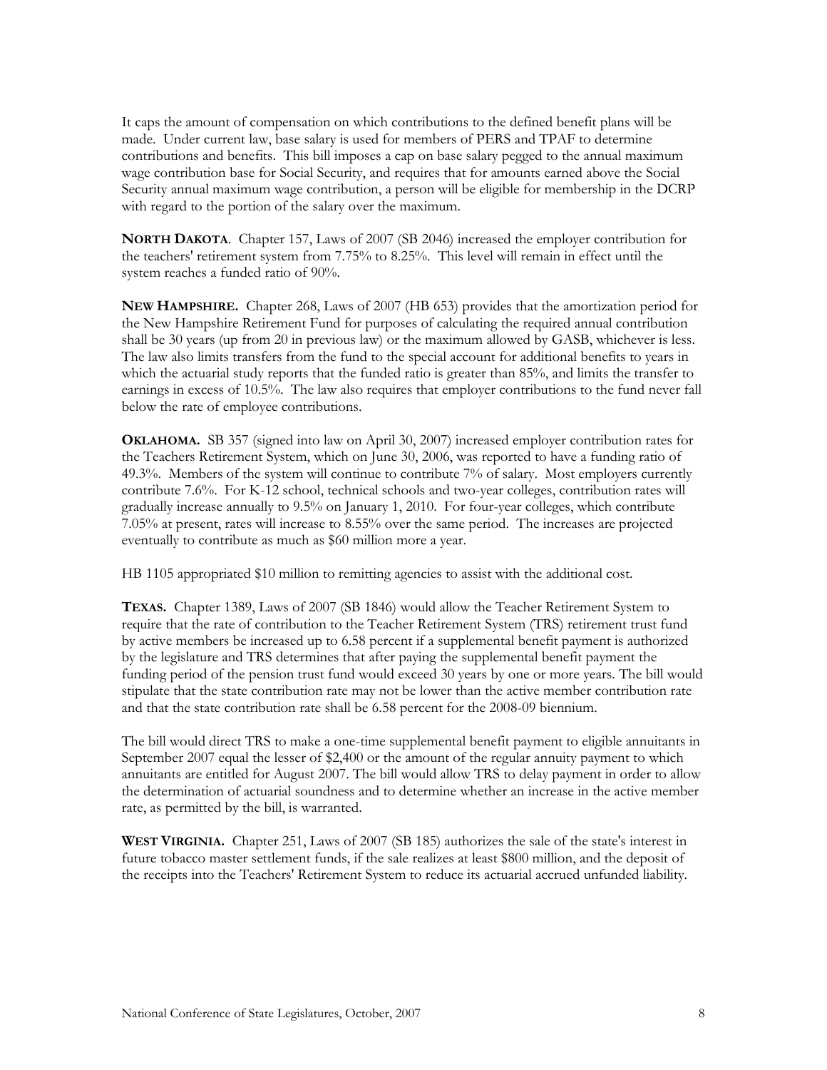It caps the amount of compensation on which contributions to the defined benefit plans will be made. Under current law, base salary is used for members of PERS and TPAF to determine contributions and benefits. This bill imposes a cap on base salary pegged to the annual maximum wage contribution base for Social Security, and requires that for amounts earned above the Social Security annual maximum wage contribution, a person will be eligible for membership in the DCRP with regard to the portion of the salary over the maximum.

**NORTH DAKOTA**. Chapter 157, Laws of 2007 (SB 2046) increased the employer contribution for the teachers' retirement system from 7.75% to 8.25%. This level will remain in effect until the system reaches a funded ratio of 90%.

**NEW HAMPSHIRE.** Chapter 268, Laws of 2007 (HB 653) provides that the amortization period for the New Hampshire Retirement Fund for purposes of calculating the required annual contribution shall be 30 years (up from 20 in previous law) or the maximum allowed by GASB, whichever is less. The law also limits transfers from the fund to the special account for additional benefits to years in which the actuarial study reports that the funded ratio is greater than 85%, and limits the transfer to earnings in excess of 10.5%. The law also requires that employer contributions to the fund never fall below the rate of employee contributions.

**OKLAHOMA.** SB 357 (signed into law on April 30, 2007) increased employer contribution rates for the Teachers Retirement System, which on June 30, 2006, was reported to have a funding ratio of 49.3%. Members of the system will continue to contribute 7% of salary. Most employers currently contribute 7.6%. For K-12 school, technical schools and two-year colleges, contribution rates will gradually increase annually to 9.5% on January 1, 2010. For four-year colleges, which contribute 7.05% at present, rates will increase to 8.55% over the same period. The increases are projected eventually to contribute as much as $60 million more a year.

HB 1105 appropriated $10 million to remitting agencies to assist with the additional cost.

**TEXAS.** Chapter 1389, Laws of 2007 (SB 1846) would allow the Teacher Retirement System to require that the rate of contribution to the Teacher Retirement System (TRS) retirement trust fund by active members be increased up to 6.58 percent if a supplemental benefit payment is authorized by the legislature and TRS determines that after paying the supplemental benefit payment the funding period of the pension trust fund would exceed 30 years by one or more years. The bill would stipulate that the state contribution rate may not be lower than the active member contribution rate and that the state contribution rate shall be 6.58 percent for the 2008-09 biennium.

The bill would direct TRS to make a one-time supplemental benefit payment to eligible annuitants in September 2007 equal the lesser of $2,400 or the amount of the regular annuity payment to which annuitants are entitled for August 2007. The bill would allow TRS to delay payment in order to allow the determination of actuarial soundness and to determine whether an increase in the active member rate, as permitted by the bill, is warranted.

**WEST VIRGINIA.** Chapter 251, Laws of 2007 (SB 185) authorizes the sale of the state's interest in future tobacco master settlement funds, if the sale realizes at least $800 million, and the deposit of the receipts into the Teachers' Retirement System to reduce its actuarial accrued unfunded liability.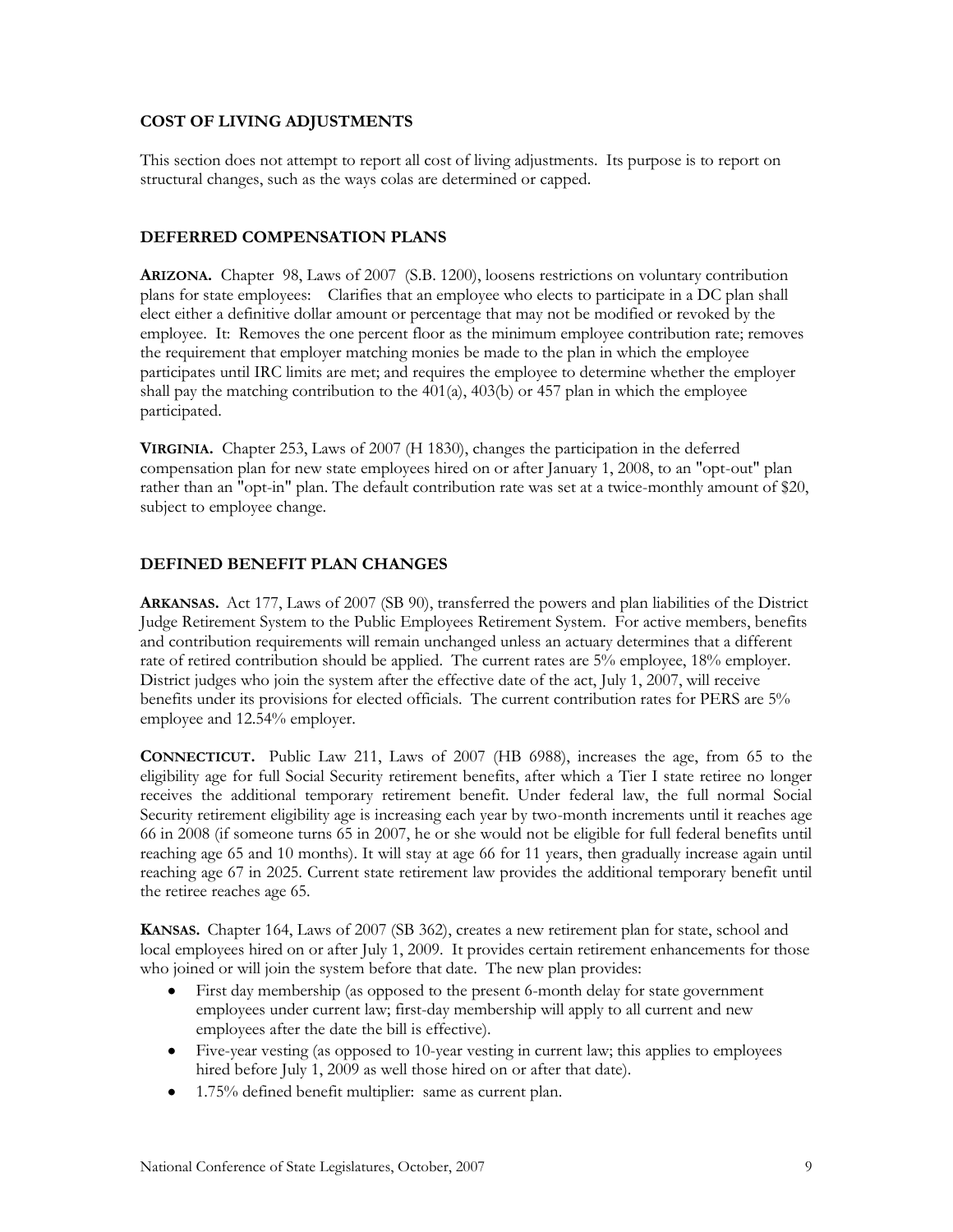## COST OF LIVING ADJUSTMENTS

This section does not attempt to report all cost of living adjustments. Its purpose is to report on structural changes, such as the ways colas are determined or capped.

## DEFERRED COMPENSATION PLANS

**ARIZONA.** Chapter 98, Laws of 2007 (S.B. 1200), loosens restrictions on voluntary contribution plans for state employees: Clarifies that an employee who elects to participate in a DC plan shall elect either a definitive dollar amount or percentage that may not be modified or revoked by the employee. It: Removes the one percent floor as the minimum employee contribution rate; removes the requirement that employer matching monies be made to the plan in which the employee participates until IRC limits are met; and requires the employee to determine whether the employer shall pay the matching contribution to the 401(a), 403(b) or 457 plan in which the employee participated.

**VIRGINIA.** Chapter 253, Laws of 2007 (H 1830), changes the participation in the deferred compensation plan for new state employees hired on or after January 1, 2008, to an "opt-out" plan rather than an "opt-in" plan. The default contribution rate was set at a twice-monthly amount of $20, subject to employee change.

## DEFINED BENEFIT PLAN CHANGES

**ARKANSAS.** Act 177, Laws of 2007 (SB 90), transferred the powers and plan liabilities of the District Judge Retirement System to the Public Employees Retirement System. For active members, benefits and contribution requirements will remain unchanged unless an actuary determines that a different rate of retired contribution should be applied. The current rates are 5% employee, 18% employer. District judges who join the system after the effective date of the act, July 1, 2007, will receive benefits under its provisions for elected officials. The current contribution rates for PERS are 5% employee and 12.54% employer.

**CONNECTICUT.** Public Law 211, Laws of 2007 (HB 6988), increases the age, from 65 to the eligibility age for full Social Security retirement benefits, after which a Tier I state retiree no longer receives the additional temporary retirement benefit. Under federal law, the full normal Social Security retirement eligibility age is increasing each year by two-month increments until it reaches age 66 in 2008 (if someone turns 65 in 2007, he or she would not be eligible for full federal benefits until reaching age 65 and 10 months). It will stay at age 66 for 11 years, then gradually increase again until reaching age 67 in 2025. Current state retirement law provides the additional temporary benefit until the retiree reaches age 65.

**KANSAS.** Chapter 164, Laws of 2007 (SB 362), creates a new retirement plan for state, school and local employees hired on or after July 1, 2009. It provides certain retirement enhancements for those who joined or will join the system before that date. The new plan provides:

- First day membership (as opposed to the present 6-month delay for state government employees under current law; first-day membership will apply to all current and new employees after the date the bill is effective).
- Five-year vesting (as opposed to 10-year vesting in current law; this applies to employees hired before July 1, 2009 as well those hired on or after that date).
- 1.75% defined benefit multiplier: same as current plan.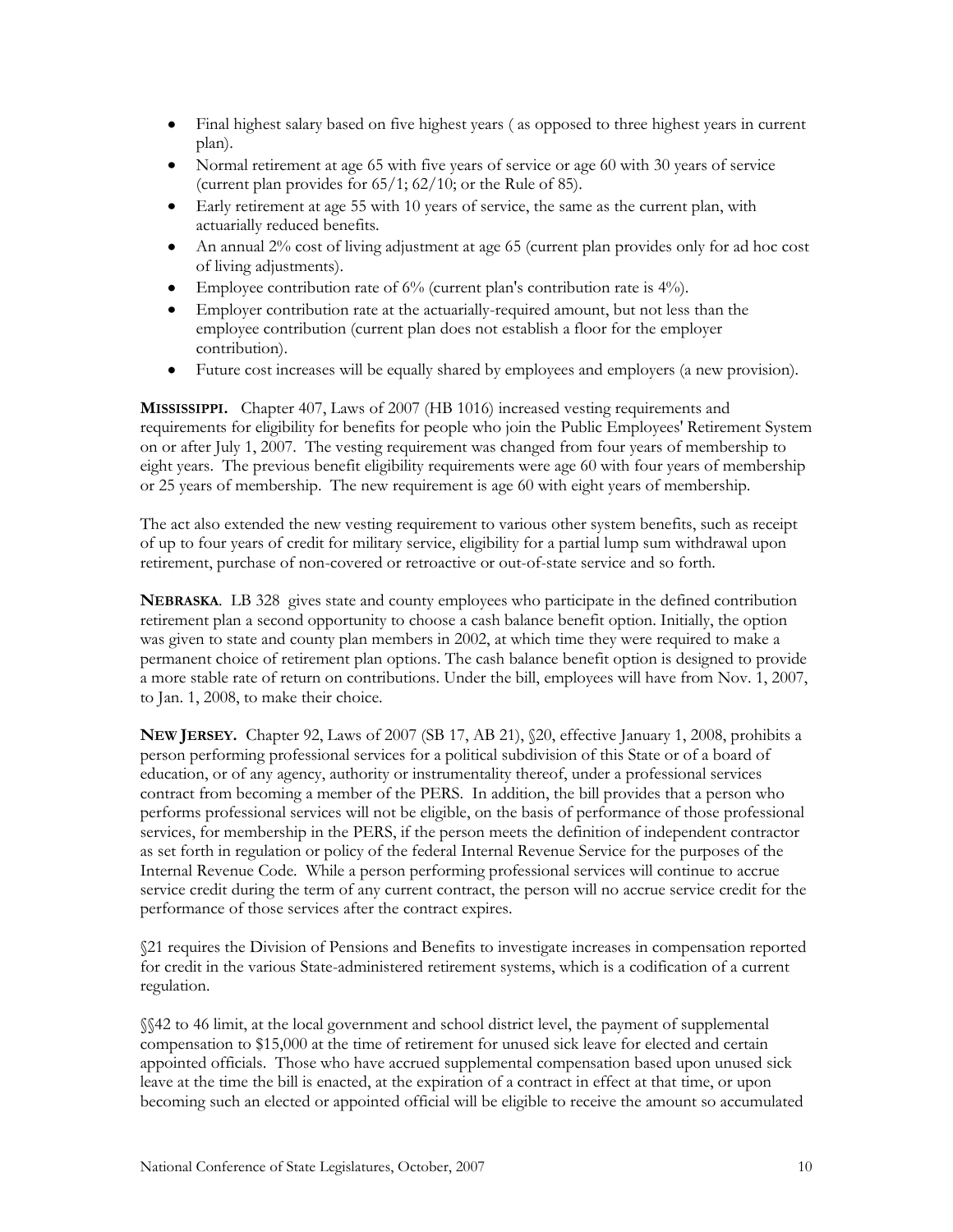- Final highest salary based on five highest years ( as opposed to three highest years in current plan).
- Normal retirement at age 65 with five years of service or age 60 with 30 years of service (current plan provides for 65/1; 62/10; or the Rule of 85).
- Early retirement at age 55 with 10 years of service, the same as the current plan, with actuarially reduced benefits.
- An annual 2% cost of living adjustment at age 65 (current plan provides only for ad hoc cost of living adjustments).
- Employee contribution rate of 6% (current plan's contribution rate is 4%).
- Employer contribution rate at the actuarially-required amount, but not less than the employee contribution (current plan does not establish a floor for the employer contribution).
- Future cost increases will be equally shared by employees and employers (a new provision).

**MISSISSIPPI.** Chapter 407, Laws of 2007 (HB 1016) increased vesting requirements and requirements for eligibility for benefits for people who join the Public Employees' Retirement System on or after July 1, 2007. The vesting requirement was changed from four years of membership to eight years. The previous benefit eligibility requirements were age 60 with four years of membership or 25 years of membership. The new requirement is age 60 with eight years of membership.

The act also extended the new vesting requirement to various other system benefits, such as receipt of up to four years of credit for military service, eligibility for a partial lump sum withdrawal upon retirement, purchase of non-covered or retroactive or out-of-state service and so forth.

**NEBRASKA**. LB 328 gives state and county employees who participate in the defined contribution retirement plan a second opportunity to choose a cash balance benefit option. Initially, the option was given to state and county plan members in 2002, at which time they were required to make a permanent choice of retirement plan options. The cash balance benefit option is designed to provide a more stable rate of return on contributions. Under the bill, employees will have from Nov. 1, 2007, to Jan. 1, 2008, to make their choice.

**NEW JERSEY.** Chapter 92, Laws of 2007 (SB 17, AB 21), §20, effective January 1, 2008, prohibits a person performing professional services for a political subdivision of this State or of a board of education, or of any agency, authority or instrumentality thereof, under a professional services contract from becoming a member of the PERS. In addition, the bill provides that a person who performs professional services will not be eligible, on the basis of performance of those professional services, for membership in the PERS, if the person meets the definition of independent contractor as set forth in regulation or policy of the federal Internal Revenue Service for the purposes of the Internal Revenue Code. While a person performing professional services will continue to accrue service credit during the term of any current contract, the person will no accrue service credit for the performance of those services after the contract expires.

§21 requires the Division of Pensions and Benefits to investigate increases in compensation reported for credit in the various State-administered retirement systems, which is a codification of a current regulation.

§§42 to 46 limit, at the local government and school district level, the payment of supplemental compensation to $15,000 at the time of retirement for unused sick leave for elected and certain appointed officials. Those who have accrued supplemental compensation based upon unused sick leave at the time the bill is enacted, at the expiration of a contract in effect at that time, or upon becoming such an elected or appointed official will be eligible to receive the amount so accumulated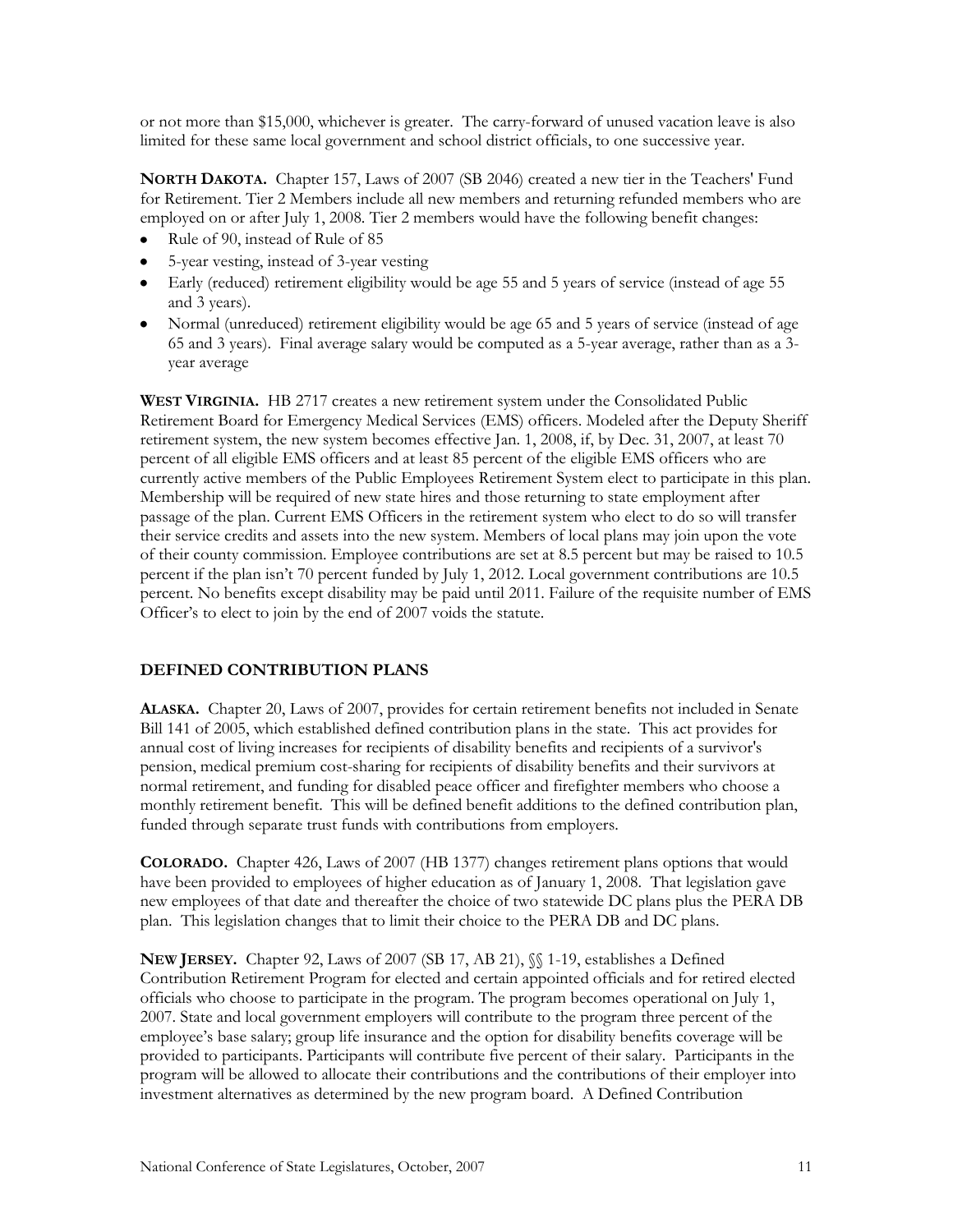or not more than $15,000, whichever is greater. The carry-forward of unused vacation leave is also limited for these same local government and school district officials, to one successive year.

**NORTH DAKOTA.** Chapter 157, Laws of 2007 (SB 2046) created a new tier in the Teachers' Fund for Retirement. Tier 2 Members include all new members and returning refunded members who are employed on or after July 1, 2008. Tier 2 members would have the following benefit changes:

- Rule of 90, instead of Rule of 85
- 5-year vesting, instead of 3-year vesting
- Early (reduced) retirement eligibility would be age 55 and 5 years of service (instead of age 55 and 3 years).
- Normal (unreduced) retirement eligibility would be age 65 and 5 years of service (instead of age 65 and 3 years). Final average salary would be computed as a 5-year average, rather than as a 3-year average

**WEST VIRGINIA.** HB 2717 creates a new retirement system under the Consolidated Public Retirement Board for Emergency Medical Services (EMS) officers. Modeled after the Deputy Sheriff retirement system, the new system becomes effective Jan. 1, 2008, if, by Dec. 31, 2007, at least 70 percent of all eligible EMS officers and at least 85 percent of the eligible EMS officers who are currently active members of the Public Employees Retirement System elect to participate in this plan. Membership will be required of new state hires and those returning to state employment after passage of the plan. Current EMS Officers in the retirement system who elect to do so will transfer their service credits and assets into the new system. Members of local plans may join upon the vote of their county commission. Employee contributions are set at 8.5 percent but may be raised to 10.5 percent if the plan isn't 70 percent funded by July 1, 2012. Local government contributions are 10.5 percent. No benefits except disability may be paid until 2011. Failure of the requisite number of EMS Officer's to elect to join by the end of 2007 voids the statute.

## DEFINED CONTRIBUTION PLANS

**ALASKA.** Chapter 20, Laws of 2007, provides for certain retirement benefits not included in Senate Bill 141 of 2005, which established defined contribution plans in the state. This act provides for annual cost of living increases for recipients of disability benefits and recipients of a survivor's pension, medical premium cost-sharing for recipients of disability benefits and their survivors at normal retirement, and funding for disabled peace officer and firefighter members who choose a monthly retirement benefit. This will be defined benefit additions to the defined contribution plan, funded through separate trust funds with contributions from employers.

**COLORADO.** Chapter 426, Laws of 2007 (HB 1377) changes retirement plans options that would have been provided to employees of higher education as of January 1, 2008. That legislation gave new employees of that date and thereafter the choice of two statewide DC plans plus the PERA DB plan. This legislation changes that to limit their choice to the PERA DB and DC plans.

**NEW JERSEY.** Chapter 92, Laws of 2007 (SB 17, AB 21), §§ 1-19, establishes a Defined Contribution Retirement Program for elected and certain appointed officials and for retired elected officials who choose to participate in the program. The program becomes operational on July 1, 2007. State and local government employers will contribute to the program three percent of the employee's base salary; group life insurance and the option for disability benefits coverage will be provided to participants. Participants will contribute five percent of their salary. Participants in the program will be allowed to allocate their contributions and the contributions of their employer into investment alternatives as determined by the new program board. A Defined Contribution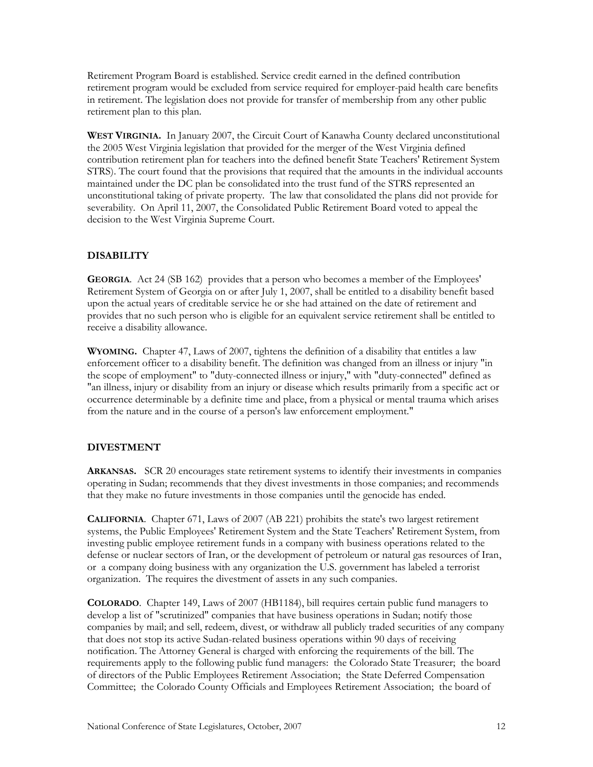Retirement Program Board is established. Service credit earned in the defined contribution retirement program would be excluded from service required for employer-paid health care benefits in retirement. The legislation does not provide for transfer of membership from any other public retirement plan to this plan.

**WEST VIRGINIA.** In January 2007, the Circuit Court of Kanawha County declared unconstitutional the 2005 West Virginia legislation that provided for the merger of the West Virginia defined contribution retirement plan for teachers into the defined benefit State Teachers' Retirement System STRS). The court found that the provisions that required that the amounts in the individual accounts maintained under the DC plan be consolidated into the trust fund of the STRS represented an unconstitutional taking of private property. The law that consolidated the plans did not provide for severability. On April 11, 2007, the Consolidated Public Retirement Board voted to appeal the decision to the West Virginia Supreme Court.

## DISABILITY

**GEORGIA**. Act 24 (SB 162) provides that a person who becomes a member of the Employees' Retirement System of Georgia on or after July 1, 2007, shall be entitled to a disability benefit based upon the actual years of creditable service he or she had attained on the date of retirement and provides that no such person who is eligible for an equivalent service retirement shall be entitled to receive a disability allowance.

**WYOMING.** Chapter 47, Laws of 2007, tightens the definition of a disability that entitles a law enforcement officer to a disability benefit. The definition was changed from an illness or injury "in the scope of employment" to "duty-connected illness or injury," with "duty-connected" defined as "an illness, injury or disability from an injury or disease which results primarily from a specific act or occurrence determinable by a definite time and place, from a physical or mental trauma which arises from the nature and in the course of a person's law enforcement employment."

## DIVESTMENT

**ARKANSAS.** SCR 20 encourages state retirement systems to identify their investments in companies operating in Sudan; recommends that they divest investments in those companies; and recommends that they make no future investments in those companies until the genocide has ended.

**CALIFORNIA**. Chapter 671, Laws of 2007 (AB 221) prohibits the state's two largest retirement systems, the Public Employees' Retirement System and the State Teachers' Retirement System, from investing public employee retirement funds in a company with business operations related to the defense or nuclear sectors of Iran, or the development of petroleum or natural gas resources of Iran, or a company doing business with any organization the U.S. government has labeled a terrorist organization. The requires the divestment of assets in any such companies.

**COLORADO**. Chapter 149, Laws of 2007 (HB1184), bill requires certain public fund managers to develop a list of "scrutinized" companies that have business operations in Sudan; notify those companies by mail; and sell, redeem, divest, or withdraw all publicly traded securities of any company that does not stop its active Sudan-related business operations within 90 days of receiving notification. The Attorney General is charged with enforcing the requirements of the bill. The requirements apply to the following public fund managers: the Colorado State Treasurer; the board of directors of the Public Employees Retirement Association; the State Deferred Compensation Committee; the Colorado County Officials and Employees Retirement Association; the board of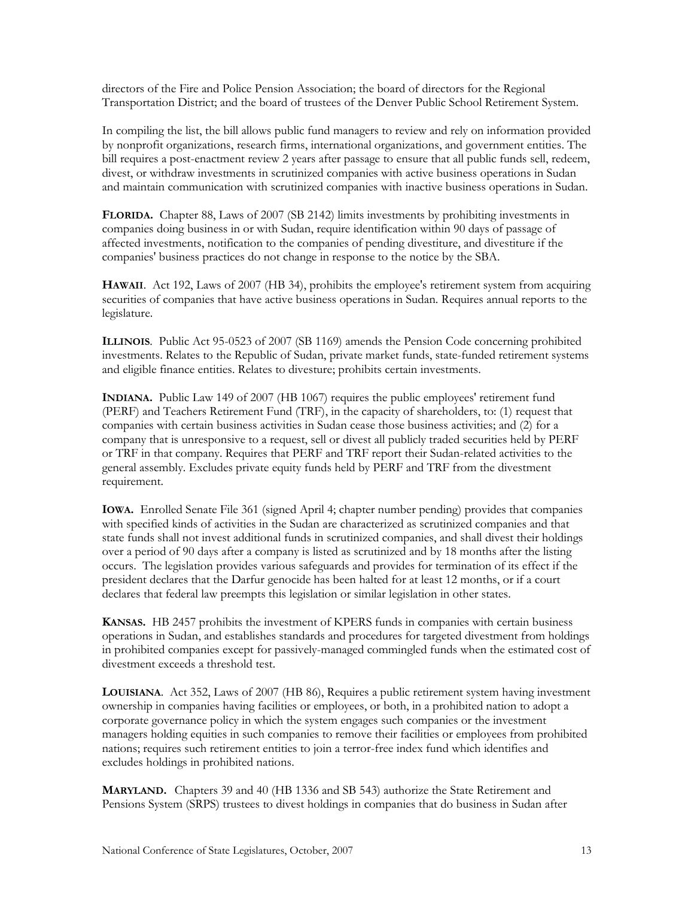directors of the Fire and Police Pension Association; the board of directors for the Regional Transportation District; and the board of trustees of the Denver Public School Retirement System.

In compiling the list, the bill allows public fund managers to review and rely on information provided by nonprofit organizations, research firms, international organizations, and government entities. The bill requires a post-enactment review 2 years after passage to ensure that all public funds sell, redeem, divest, or withdraw investments in scrutinized companies with active business operations in Sudan and maintain communication with scrutinized companies with inactive business operations in Sudan.

**FLORIDA.** Chapter 88, Laws of 2007 (SB 2142) limits investments by prohibiting investments in companies doing business in or with Sudan, require identification within 90 days of passage of affected investments, notification to the companies of pending divestiture, and divestiture if the companies' business practices do not change in response to the notice by the SBA.

**HAWAII**. Act 192, Laws of 2007 (HB 34), prohibits the employee's retirement system from acquiring securities of companies that have active business operations in Sudan. Requires annual reports to the legislature.

**ILLINOIS**. Public Act 95-0523 of 2007 (SB 1169) amends the Pension Code concerning prohibited investments. Relates to the Republic of Sudan, private market funds, state-funded retirement systems and eligible finance entities. Relates to divesture; prohibits certain investments.

**INDIANA.** Public Law 149 of 2007 (HB 1067) requires the public employees' retirement fund (PERF) and Teachers Retirement Fund (TRF), in the capacity of shareholders, to: (1) request that companies with certain business activities in Sudan cease those business activities; and (2) for a company that is unresponsive to a request, sell or divest all publicly traded securities held by PERF or TRF in that company. Requires that PERF and TRF report their Sudan-related activities to the general assembly. Excludes private equity funds held by PERF and TRF from the divestment requirement.

**IOWA.** Enrolled Senate File 361 (signed April 4; chapter number pending) provides that companies with specified kinds of activities in the Sudan are characterized as scrutinized companies and that state funds shall not invest additional funds in scrutinized companies, and shall divest their holdings over a period of 90 days after a company is listed as scrutinized and by 18 months after the listing occurs. The legislation provides various safeguards and provides for termination of its effect if the president declares that the Darfur genocide has been halted for at least 12 months, or if a court declares that federal law preempts this legislation or similar legislation in other states.

**KANSAS.** HB 2457 prohibits the investment of KPERS funds in companies with certain business operations in Sudan, and establishes standards and procedures for targeted divestment from holdings in prohibited companies except for passively-managed commingled funds when the estimated cost of divestment exceeds a threshold test.

**LOUISIANA**. Act 352, Laws of 2007 (HB 86), Requires a public retirement system having investment ownership in companies having facilities or employees, or both, in a prohibited nation to adopt a corporate governance policy in which the system engages such companies or the investment managers holding equities in such companies to remove their facilities or employees from prohibited nations; requires such retirement entities to join a terror-free index fund which identifies and excludes holdings in prohibited nations.

**MARYLAND.** Chapters 39 and 40 (HB 1336 and SB 543) authorize the State Retirement and Pensions System (SRPS) trustees to divest holdings in companies that do business in Sudan after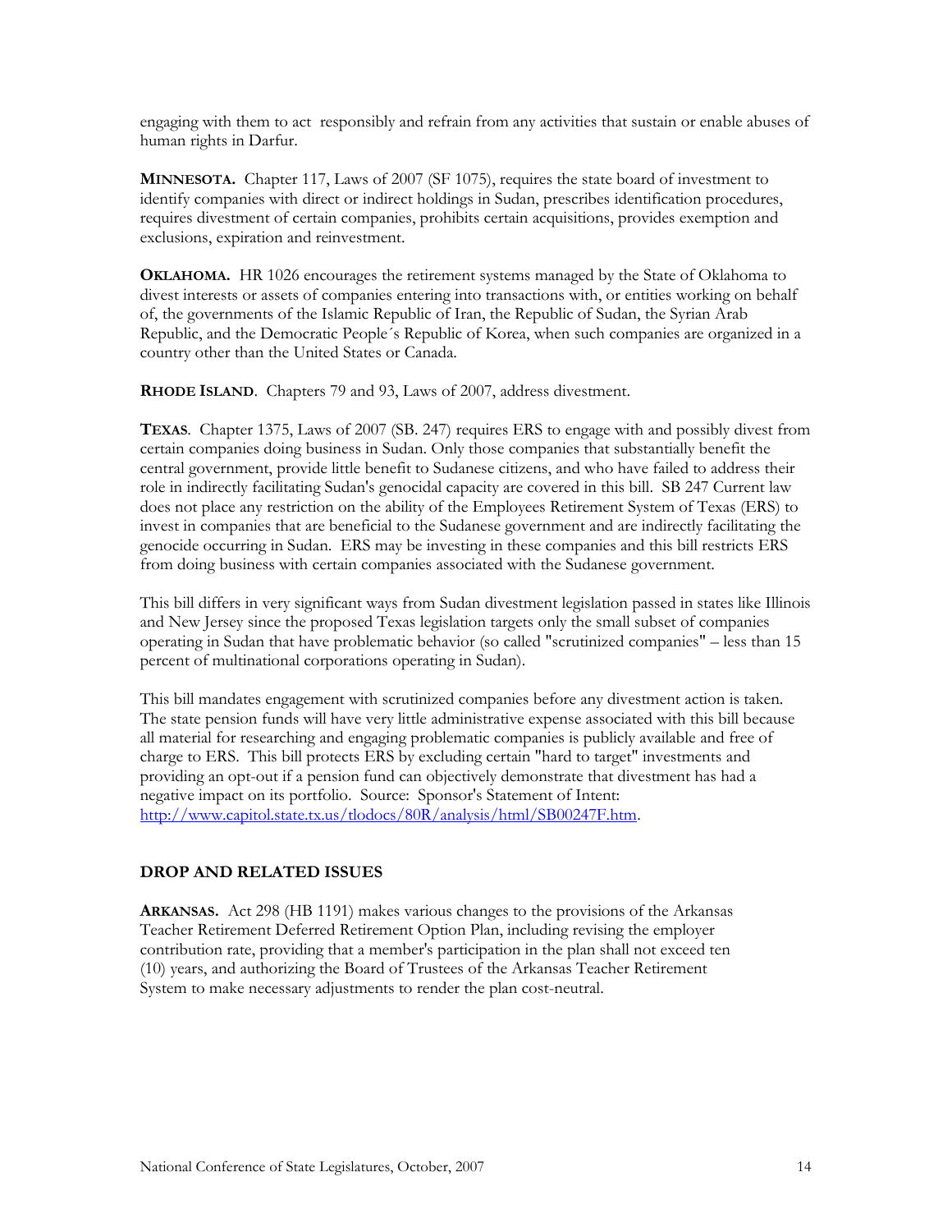engaging with them to act responsibly and refrain from any activities that sustain or enable abuses of human rights in Darfur.

**MINNESOTA.** Chapter 117, Laws of 2007 (SF 1075), requires the state board of investment to identify companies with direct or indirect holdings in Sudan, prescribes identification procedures, requires divestment of certain companies, prohibits certain acquisitions, provides exemption and exclusions, expiration and reinvestment.

**OKLAHOMA.** HR 1026 encourages the retirement systems managed by the State of Oklahoma to divest interests or assets of companies entering into transactions with, or entities working on behalf of, the governments of the Islamic Republic of Iran, the Republic of Sudan, the Syrian Arab Republic, and the Democratic People´s Republic of Korea, when such companies are organized in a country other than the United States or Canada.

**RHODE ISLAND**. Chapters 79 and 93, Laws of 2007, address divestment.

**TEXAS**. Chapter 1375, Laws of 2007 (SB. 247) requires ERS to engage with and possibly divest from certain companies doing business in Sudan. Only those companies that substantially benefit the central government, provide little benefit to Sudanese citizens, and who have failed to address their role in indirectly facilitating Sudan's genocidal capacity are covered in this bill. SB 247 Current law does not place any restriction on the ability of the Employees Retirement System of Texas (ERS) to invest in companies that are beneficial to the Sudanese government and are indirectly facilitating the genocide occurring in Sudan. ERS may be investing in these companies and this bill restricts ERS from doing business with certain companies associated with the Sudanese government.

This bill differs in very significant ways from Sudan divestment legislation passed in states like Illinois and New Jersey since the proposed Texas legislation targets only the small subset of companies operating in Sudan that have problematic behavior (so called "scrutinized companies" – less than 15 percent of multinational corporations operating in Sudan).

This bill mandates engagement with scrutinized companies before any divestment action is taken. The state pension funds will have very little administrative expense associated with this bill because all material for researching and engaging problematic companies is publicly available and free of charge to ERS. This bill protects ERS by excluding certain "hard to target" investments and providing an opt-out if a pension fund can objectively demonstrate that divestment has had a negative impact on its portfolio. Source: Sponsor's Statement of Intent: http://www.capitol.state.tx.us/tlodocs/80R/analysis/html/SB00247F.htm.

## DROP AND RELATED ISSUES

**ARKANSAS.** Act 298 (HB 1191) makes various changes to the provisions of the Arkansas Teacher Retirement Deferred Retirement Option Plan, including revising the employer contribution rate, providing that a member's participation in the plan shall not exceed ten (10) years, and authorizing the Board of Trustees of the Arkansas Teacher Retirement System to make necessary adjustments to render the plan cost-neutral.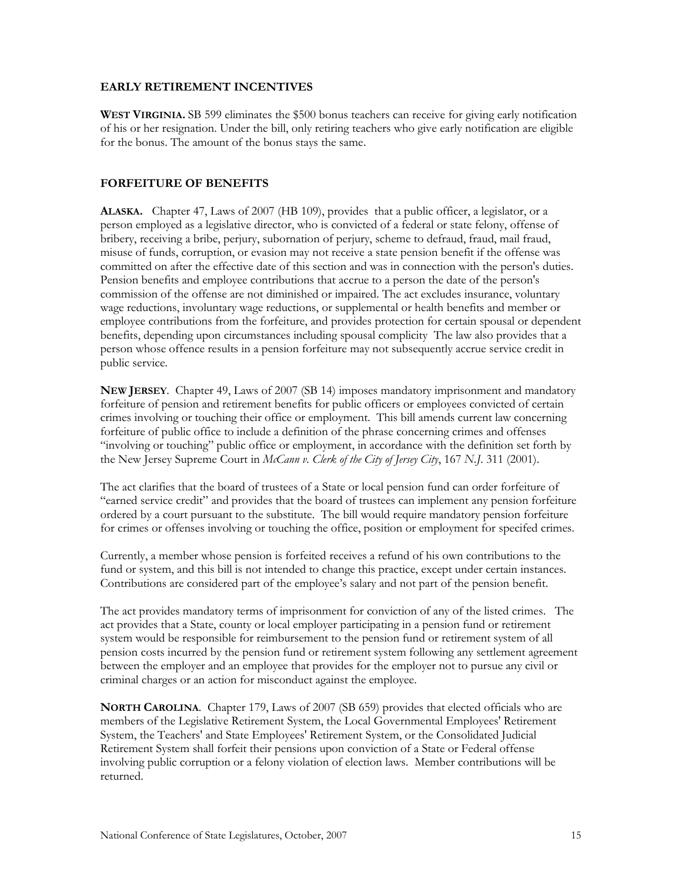## EARLY RETIREMENT INCENTIVES

**WEST VIRGINIA.** SB 599 eliminates the $500 bonus teachers can receive for giving early notification of his or her resignation. Under the bill, only retiring teachers who give early notification are eligible for the bonus. The amount of the bonus stays the same.

## FORFEITURE OF BENEFITS

**ALASKA.** Chapter 47, Laws of 2007 (HB 109), provides that a public officer, a legislator, or a person employed as a legislative director, who is convicted of a federal or state felony, offense of bribery, receiving a bribe, perjury, subornation of perjury, scheme to defraud, fraud, mail fraud, misuse of funds, corruption, or evasion may not receive a state pension benefit if the offense was committed on after the effective date of this section and was in connection with the person's duties. Pension benefits and employee contributions that accrue to a person the date of the person's commission of the offense are not diminished or impaired. The act excludes insurance, voluntary wage reductions, involuntary wage reductions, or supplemental or health benefits and member or employee contributions from the forfeiture, and provides protection for certain spousal or dependent benefits, depending upon circumstances including spousal complicity The law also provides that a person whose offence results in a pension forfeiture may not subsequently accrue service credit in public service.

**NEW JERSEY**. Chapter 49, Laws of 2007 (SB 14) imposes mandatory imprisonment and mandatory forfeiture of pension and retirement benefits for public officers or employees convicted of certain crimes involving or touching their office or employment. This bill amends current law concerning forfeiture of public office to include a definition of the phrase concerning crimes and offenses "involving or touching" public office or employment, in accordance with the definition set forth by the New Jersey Supreme Court in *McCann v. Clerk of the City of Jersey City*, 167 *N.J.* 311 (2001).

The act clarifies that the board of trustees of a State or local pension fund can order forfeiture of "earned service credit" and provides that the board of trustees can implement any pension forfeiture ordered by a court pursuant to the substitute. The bill would require mandatory pension forfeiture for crimes or offenses involving or touching the office, position or employment for specifed crimes.

Currently, a member whose pension is forfeited receives a refund of his own contributions to the fund or system, and this bill is not intended to change this practice, except under certain instances. Contributions are considered part of the employee's salary and not part of the pension benefit.

The act provides mandatory terms of imprisonment for conviction of any of the listed crimes. The act provides that a State, county or local employer participating in a pension fund or retirement system would be responsible for reimbursement to the pension fund or retirement system of all pension costs incurred by the pension fund or retirement system following any settlement agreement between the employer and an employee that provides for the employer not to pursue any civil or criminal charges or an action for misconduct against the employee.

**NORTH CAROLINA**. Chapter 179, Laws of 2007 (SB 659) provides that elected officials who are members of the Legislative Retirement System, the Local Governmental Employees' Retirement System, the Teachers' and State Employees' Retirement System, or the Consolidated Judicial Retirement System shall forfeit their pensions upon conviction of a State or Federal offense involving public corruption or a felony violation of election laws. Member contributions will be returned.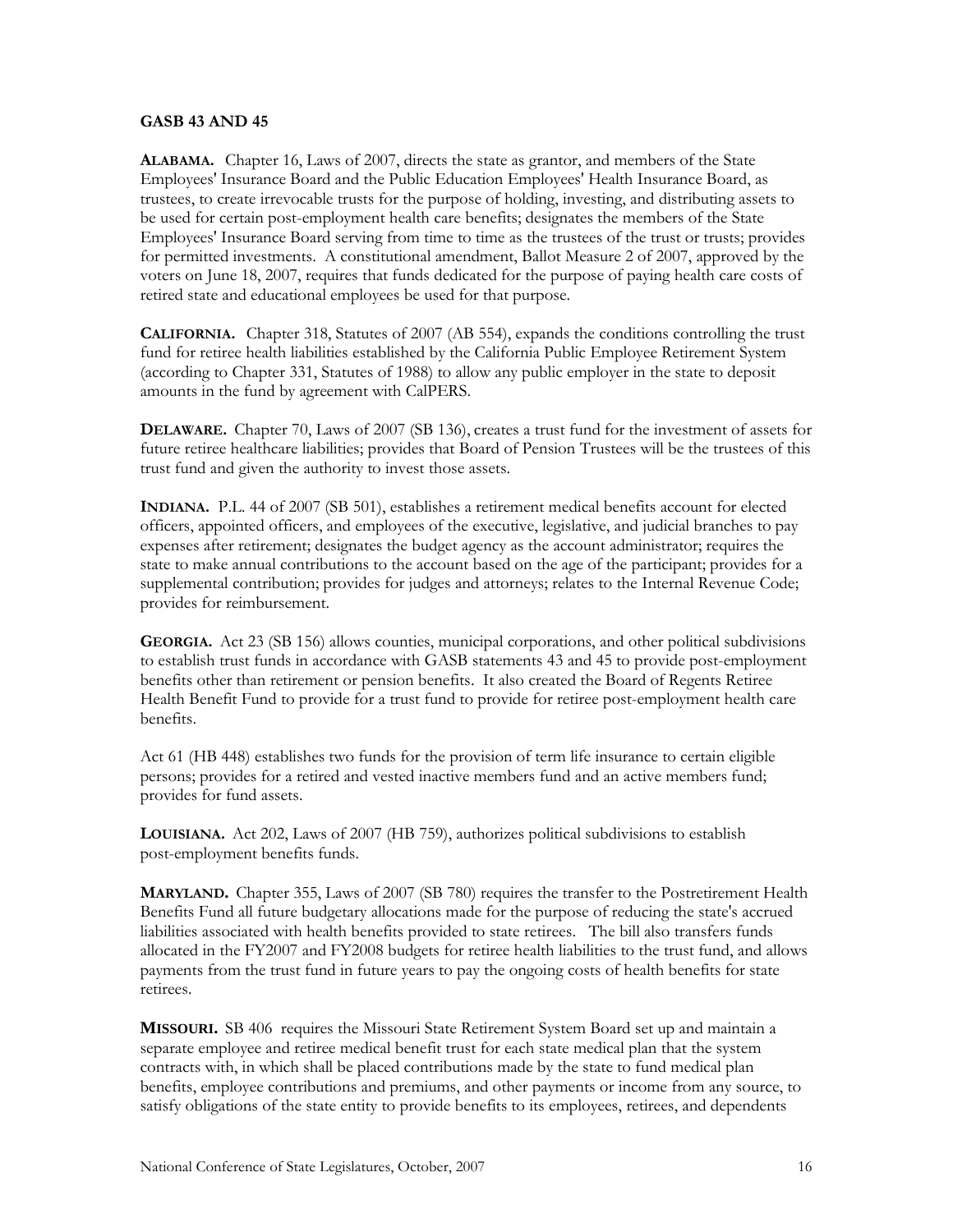**GASB 43 AND 45**

**ALABAMA.** Chapter 16, Laws of 2007, directs the state as grantor, and members of the State Employees' Insurance Board and the Public Education Employees' Health Insurance Board, as trustees, to create irrevocable trusts for the purpose of holding, investing, and distributing assets to be used for certain post-employment health care benefits; designates the members of the State Employees' Insurance Board serving from time to time as the trustees of the trust or trusts; provides for permitted investments. A constitutional amendment, Ballot Measure 2 of 2007, approved by the voters on June 18, 2007, requires that funds dedicated for the purpose of paying health care costs of retired state and educational employees be used for that purpose.

**CALIFORNIA.** Chapter 318, Statutes of 2007 (AB 554), expands the conditions controlling the trust fund for retiree health liabilities established by the California Public Employee Retirement System (according to Chapter 331, Statutes of 1988) to allow any public employer in the state to deposit amounts in the fund by agreement with CalPERS.

**DELAWARE.** Chapter 70, Laws of 2007 (SB 136), creates a trust fund for the investment of assets for future retiree healthcare liabilities; provides that Board of Pension Trustees will be the trustees of this trust fund and given the authority to invest those assets.

**INDIANA.** P.L. 44 of 2007 (SB 501), establishes a retirement medical benefits account for elected officers, appointed officers, and employees of the executive, legislative, and judicial branches to pay expenses after retirement; designates the budget agency as the account administrator; requires the state to make annual contributions to the account based on the age of the participant; provides for a supplemental contribution; provides for judges and attorneys; relates to the Internal Revenue Code; provides for reimbursement.

**GEORGIA.** Act 23 (SB 156) allows counties, municipal corporations, and other political subdivisions to establish trust funds in accordance with GASB statements 43 and 45 to provide post-employment benefits other than retirement or pension benefits. It also created the Board of Regents Retiree Health Benefit Fund to provide for a trust fund to provide for retiree post-employment health care benefits.

Act 61 (HB 448) establishes two funds for the provision of term life insurance to certain eligible persons; provides for a retired and vested inactive members fund and an active members fund; provides for fund assets.

**LOUISIANA.** Act 202, Laws of 2007 (HB 759), authorizes political subdivisions to establish post-employment benefits funds.

**MARYLAND.** Chapter 355, Laws of 2007 (SB 780) requires the transfer to the Postretirement Health Benefits Fund all future budgetary allocations made for the purpose of reducing the state's accrued liabilities associated with health benefits provided to state retirees. The bill also transfers funds allocated in the FY2007 and FY2008 budgets for retiree health liabilities to the trust fund, and allows payments from the trust fund in future years to pay the ongoing costs of health benefits for state retirees.

**MISSOURI.** SB 406 requires the Missouri State Retirement System Board set up and maintain a separate employee and retiree medical benefit trust for each state medical plan that the system contracts with, in which shall be placed contributions made by the state to fund medical plan benefits, employee contributions and premiums, and other payments or income from any source, to satisfy obligations of the state entity to provide benefits to its employees, retirees, and dependents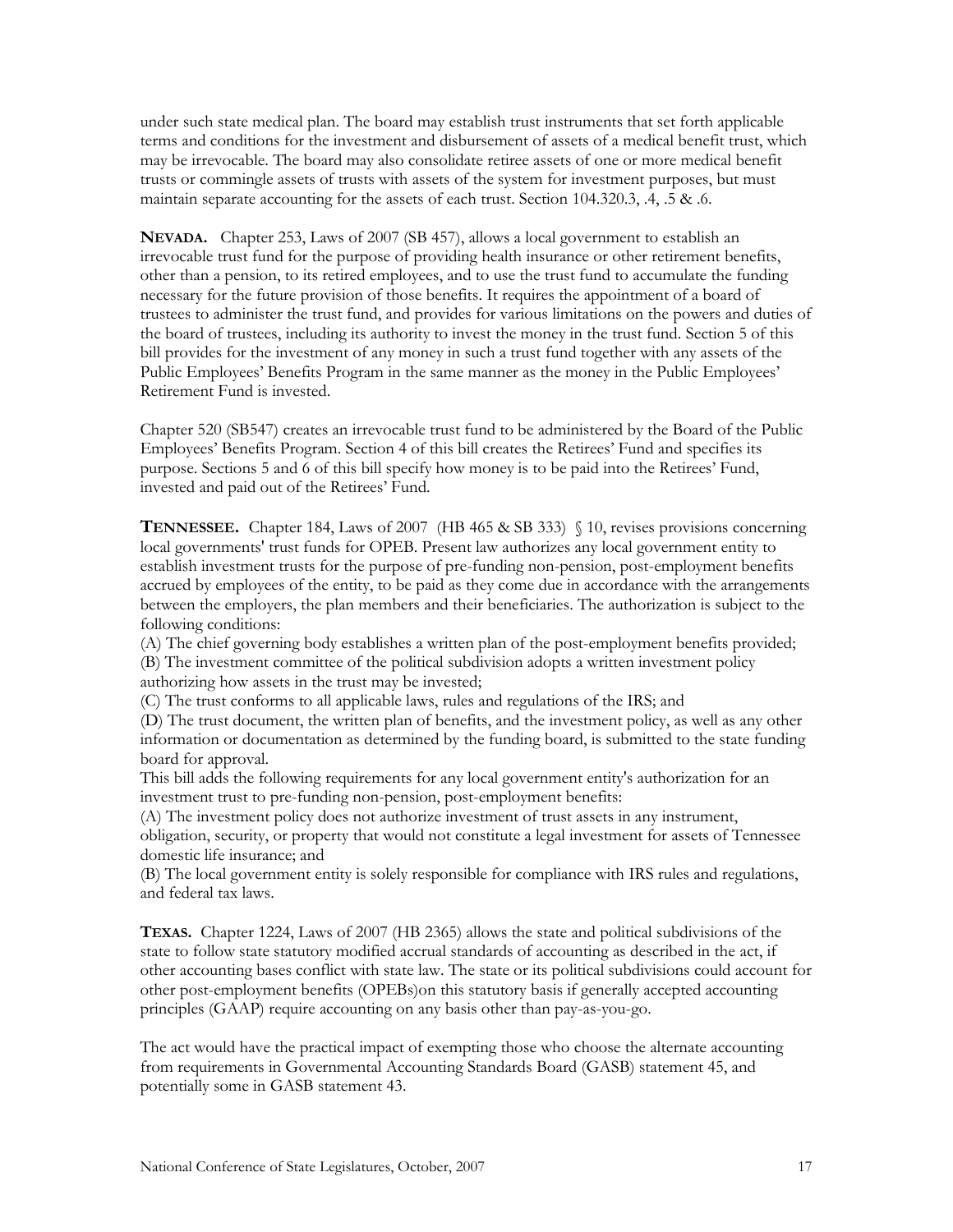under such state medical plan. The board may establish trust instruments that set forth applicable terms and conditions for the investment and disbursement of assets of a medical benefit trust, which may be irrevocable. The board may also consolidate retiree assets of one or more medical benefit trusts or commingle assets of trusts with assets of the system for investment purposes, but must maintain separate accounting for the assets of each trust. Section 104.320.3, .4, .5 & .6.

**NEVADA.** Chapter 253, Laws of 2007 (SB 457), allows a local government to establish an irrevocable trust fund for the purpose of providing health insurance or other retirement benefits, other than a pension, to its retired employees, and to use the trust fund to accumulate the funding necessary for the future provision of those benefits. It requires the appointment of a board of trustees to administer the trust fund, and provides for various limitations on the powers and duties of the board of trustees, including its authority to invest the money in the trust fund. Section 5 of this bill provides for the investment of any money in such a trust fund together with any assets of the Public Employees' Benefits Program in the same manner as the money in the Public Employees' Retirement Fund is invested.

Chapter 520 (SB547) creates an irrevocable trust fund to be administered by the Board of the Public Employees' Benefits Program. Section 4 of this bill creates the Retirees' Fund and specifies its purpose. Sections 5 and 6 of this bill specify how money is to be paid into the Retirees' Fund, invested and paid out of the Retirees' Fund.

**TENNESSEE.** Chapter 184, Laws of 2007 (HB 465 & SB 333) § 10, revises provisions concerning local governments' trust funds for OPEB. Present law authorizes any local government entity to establish investment trusts for the purpose of pre-funding non-pension, post-employment benefits accrued by employees of the entity, to be paid as they come due in accordance with the arrangements between the employers, the plan members and their beneficiaries. The authorization is subject to the following conditions:
(A) The chief governing body establishes a written plan of the post-employment benefits provided;
(B) The investment committee of the political subdivision adopts a written investment policy authorizing how assets in the trust may be invested;
(C) The trust conforms to all applicable laws, rules and regulations of the IRS; and
(D) The trust document, the written plan of benefits, and the investment policy, as well as any other information or documentation as determined by the funding board, is submitted to the state funding board for approval.
This bill adds the following requirements for any local government entity's authorization for an investment trust to pre-funding non-pension, post-employment benefits:
(A) The investment policy does not authorize investment of trust assets in any instrument, obligation, security, or property that would not constitute a legal investment for assets of Tennessee domestic life insurance; and
(B) The local government entity is solely responsible for compliance with IRS rules and regulations, and federal tax laws.

**TEXAS.** Chapter 1224, Laws of 2007 (HB 2365) allows the state and political subdivisions of the state to follow state statutory modified accrual standards of accounting as described in the act, if other accounting bases conflict with state law. The state or its political subdivisions could account for other post-employment benefits (OPEBs)on this statutory basis if generally accepted accounting principles (GAAP) require accounting on any basis other than pay-as-you-go.

The act would have the practical impact of exempting those who choose the alternate accounting from requirements in Governmental Accounting Standards Board (GASB) statement 45, and potentially some in GASB statement 43.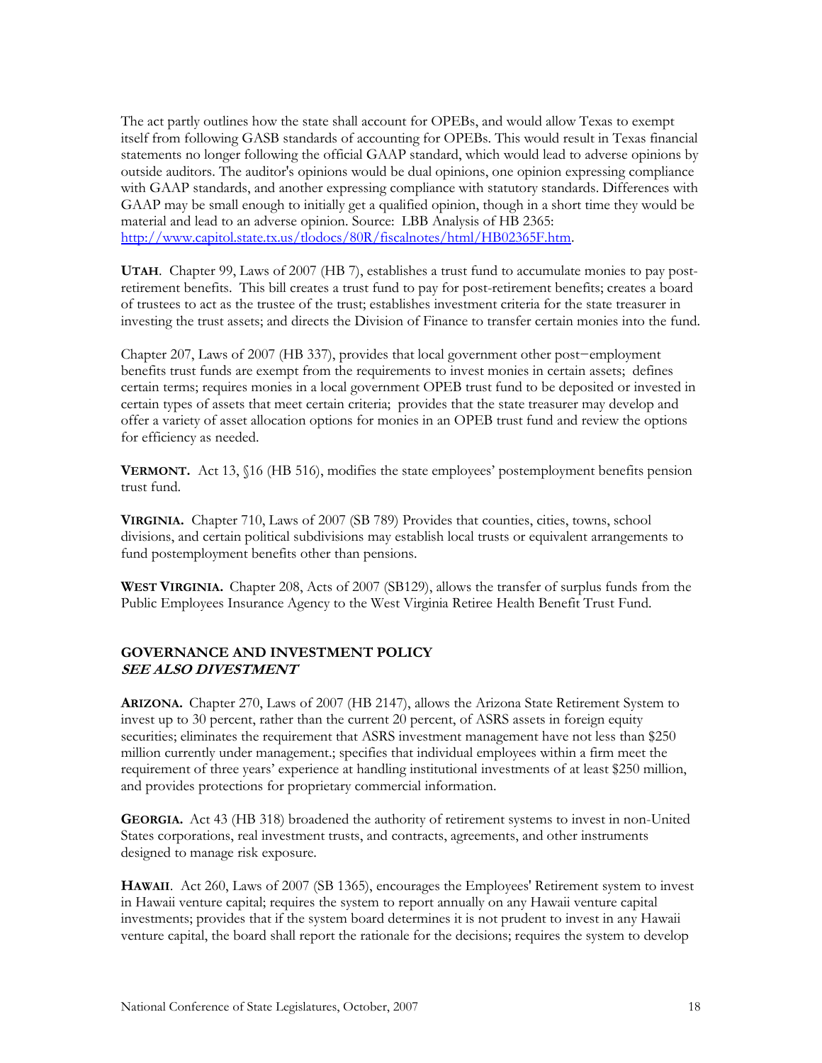The act partly outlines how the state shall account for OPEBs, and would allow Texas to exempt itself from following GASB standards of accounting for OPEBs. This would result in Texas financial statements no longer following the official GAAP standard, which would lead to adverse opinions by outside auditors. The auditor's opinions would be dual opinions, one opinion expressing compliance with GAAP standards, and another expressing compliance with statutory standards. Differences with GAAP may be small enough to initially get a qualified opinion, though in a short time they would be material and lead to an adverse opinion. Source: LBB Analysis of HB 2365: http://www.capitol.state.tx.us/tlodocs/80R/fiscalnotes/html/HB02365F.htm.

**UTAH**. Chapter 99, Laws of 2007 (HB 7), establishes a trust fund to accumulate monies to pay post-retirement benefits. This bill creates a trust fund to pay for post-retirement benefits; creates a board of trustees to act as the trustee of the trust; establishes investment criteria for the state treasurer in investing the trust assets; and directs the Division of Finance to transfer certain monies into the fund.

Chapter 207, Laws of 2007 (HB 337), provides that local government other post−employment benefits trust funds are exempt from the requirements to invest monies in certain assets; defines certain terms; requires monies in a local government OPEB trust fund to be deposited or invested in certain types of assets that meet certain criteria; provides that the state treasurer may develop and offer a variety of asset allocation options for monies in an OPEB trust fund and review the options for efficiency as needed.

**VERMONT.** Act 13, §16 (HB 516), modifies the state employees' postemployment benefits pension trust fund.

**VIRGINIA.** Chapter 710, Laws of 2007 (SB 789) Provides that counties, cities, towns, school divisions, and certain political subdivisions may establish local trusts or equivalent arrangements to fund postemployment benefits other than pensions.

**WEST VIRGINIA.** Chapter 208, Acts of 2007 (SB129), allows the transfer of surplus funds from the Public Employees Insurance Agency to the West Virginia Retiree Health Benefit Trust Fund.

## GOVERNANCE AND INVESTMENT POLICY
***SEE ALSO DIVESTMENT***

**ARIZONA.** Chapter 270, Laws of 2007 (HB 2147), allows the Arizona State Retirement System to invest up to 30 percent, rather than the current 20 percent, of ASRS assets in foreign equity securities; eliminates the requirement that ASRS investment management have not less than $250 million currently under management.; specifies that individual employees within a firm meet the requirement of three years' experience at handling institutional investments of at least $250 million, and provides protections for proprietary commercial information.

**GEORGIA.** Act 43 (HB 318) broadened the authority of retirement systems to invest in non-United States corporations, real investment trusts, and contracts, agreements, and other instruments designed to manage risk exposure.

**HAWAII**. Act 260, Laws of 2007 (SB 1365), encourages the Employees' Retirement system to invest in Hawaii venture capital; requires the system to report annually on any Hawaii venture capital investments; provides that if the system board determines it is not prudent to invest in any Hawaii venture capital, the board shall report the rationale for the decisions; requires the system to develop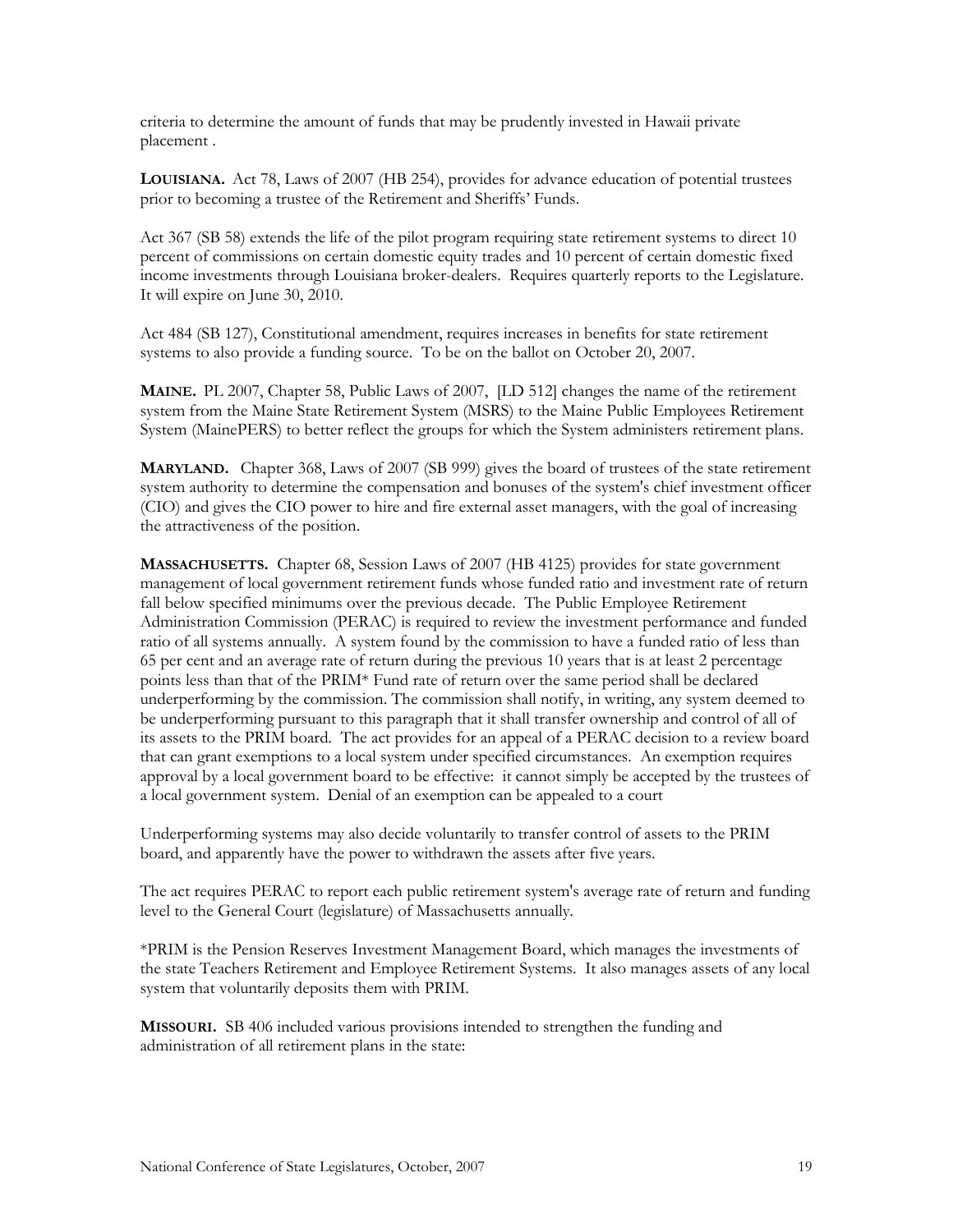criteria to determine the amount of funds that may be prudently invested in Hawaii private placement .

**LOUISIANA.** Act 78, Laws of 2007 (HB 254), provides for advance education of potential trustees prior to becoming a trustee of the Retirement and Sheriffs' Funds.

Act 367 (SB 58) extends the life of the pilot program requiring state retirement systems to direct 10 percent of commissions on certain domestic equity trades and 10 percent of certain domestic fixed income investments through Louisiana broker-dealers. Requires quarterly reports to the Legislature. It will expire on June 30, 2010.

Act 484 (SB 127), Constitutional amendment, requires increases in benefits for state retirement systems to also provide a funding source. To be on the ballot on October 20, 2007.

**MAINE.** PL 2007, Chapter 58, Public Laws of 2007, [LD 512] changes the name of the retirement system from the Maine State Retirement System (MSRS) to the Maine Public Employees Retirement System (MainePERS) to better reflect the groups for which the System administers retirement plans.

**MARYLAND.** Chapter 368, Laws of 2007 (SB 999) gives the board of trustees of the state retirement system authority to determine the compensation and bonuses of the system's chief investment officer (CIO) and gives the CIO power to hire and fire external asset managers, with the goal of increasing the attractiveness of the position.

**MASSACHUSETTS.** Chapter 68, Session Laws of 2007 (HB 4125) provides for state government management of local government retirement funds whose funded ratio and investment rate of return fall below specified minimums over the previous decade. The Public Employee Retirement Administration Commission (PERAC) is required to review the investment performance and funded ratio of all systems annually. A system found by the commission to have a funded ratio of less than 65 per cent and an average rate of return during the previous 10 years that is at least 2 percentage points less than that of the PRIM* Fund rate of return over the same period shall be declared underperforming by the commission. The commission shall notify, in writing, any system deemed to be underperforming pursuant to this paragraph that it shall transfer ownership and control of all of its assets to the PRIM board. The act provides for an appeal of a PERAC decision to a review board that can grant exemptions to a local system under specified circumstances. An exemption requires approval by a local government board to be effective: it cannot simply be accepted by the trustees of a local government system. Denial of an exemption can be appealed to a court

Underperforming systems may also decide voluntarily to transfer control of assets to the PRIM board, and apparently have the power to withdrawn the assets after five years.

The act requires PERAC to report each public retirement system's average rate of return and funding level to the General Court (legislature) of Massachusetts annually.

*PRIM is the Pension Reserves Investment Management Board, which manages the investments of the state Teachers Retirement and Employee Retirement Systems. It also manages assets of any local system that voluntarily deposits them with PRIM.

**MISSOURI.** SB 406 included various provisions intended to strengthen the funding and administration of all retirement plans in the state: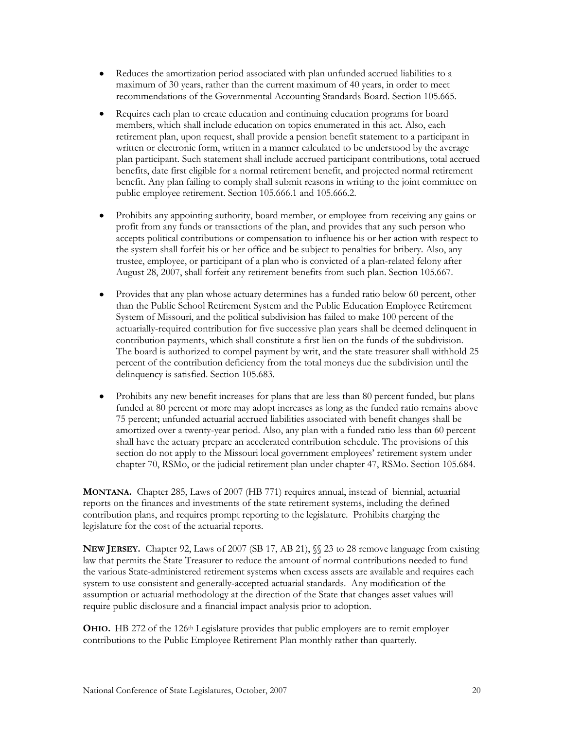- Reduces the amortization period associated with plan unfunded accrued liabilities to a maximum of 30 years, rather than the current maximum of 40 years, in order to meet recommendations of the Governmental Accounting Standards Board. Section 105.665.

- Requires each plan to create education and continuing education programs for board members, which shall include education on topics enumerated in this act. Also, each retirement plan, upon request, shall provide a pension benefit statement to a participant in written or electronic form, written in a manner calculated to be understood by the average plan participant. Such statement shall include accrued participant contributions, total accrued benefits, date first eligible for a normal retirement benefit, and projected normal retirement benefit. Any plan failing to comply shall submit reasons in writing to the joint committee on public employee retirement. Section 105.666.1 and 105.666.2.

- Prohibits any appointing authority, board member, or employee from receiving any gains or profit from any funds or transactions of the plan, and provides that any such person who accepts political contributions or compensation to influence his or her action with respect to the system shall forfeit his or her office and be subject to penalties for bribery. Also, any trustee, employee, or participant of a plan who is convicted of a plan-related felony after August 28, 2007, shall forfeit any retirement benefits from such plan. Section 105.667.

- Provides that any plan whose actuary determines has a funded ratio below 60 percent, other than the Public School Retirement System and the Public Education Employee Retirement System of Missouri, and the political subdivision has failed to make 100 percent of the actuarially-required contribution for five successive plan years shall be deemed delinquent in contribution payments, which shall constitute a first lien on the funds of the subdivision. The board is authorized to compel payment by writ, and the state treasurer shall withhold 25 percent of the contribution deficiency from the total moneys due the subdivision until the delinquency is satisfied. Section 105.683.

- Prohibits any new benefit increases for plans that are less than 80 percent funded, but plans funded at 80 percent or more may adopt increases as long as the funded ratio remains above 75 percent; unfunded actuarial accrued liabilities associated with benefit changes shall be amortized over a twenty-year period. Also, any plan with a funded ratio less than 60 percent shall have the actuary prepare an accelerated contribution schedule. The provisions of this section do not apply to the Missouri local government employees' retirement system under chapter 70, RSMo, or the judicial retirement plan under chapter 47, RSMo. Section 105.684.

**MONTANA.** Chapter 285, Laws of 2007 (HB 771) requires annual, instead of biennial, actuarial reports on the finances and investments of the state retirement systems, including the defined contribution plans, and requires prompt reporting to the legislature. Prohibits charging the legislature for the cost of the actuarial reports.

**NEW JERSEY.** Chapter 92, Laws of 2007 (SB 17, AB 21), §§ 23 to 28 remove language from existing law that permits the State Treasurer to reduce the amount of normal contributions needed to fund the various State-administered retirement systems when excess assets are available and requires each system to use consistent and generally-accepted actuarial standards. Any modification of the assumption or actuarial methodology at the direction of the State that changes asset values will require public disclosure and a financial impact analysis prior to adoption.

**OHIO.** HB 272 of the 126th Legislature provides that public employers are to remit employer contributions to the Public Employee Retirement Plan monthly rather than quarterly.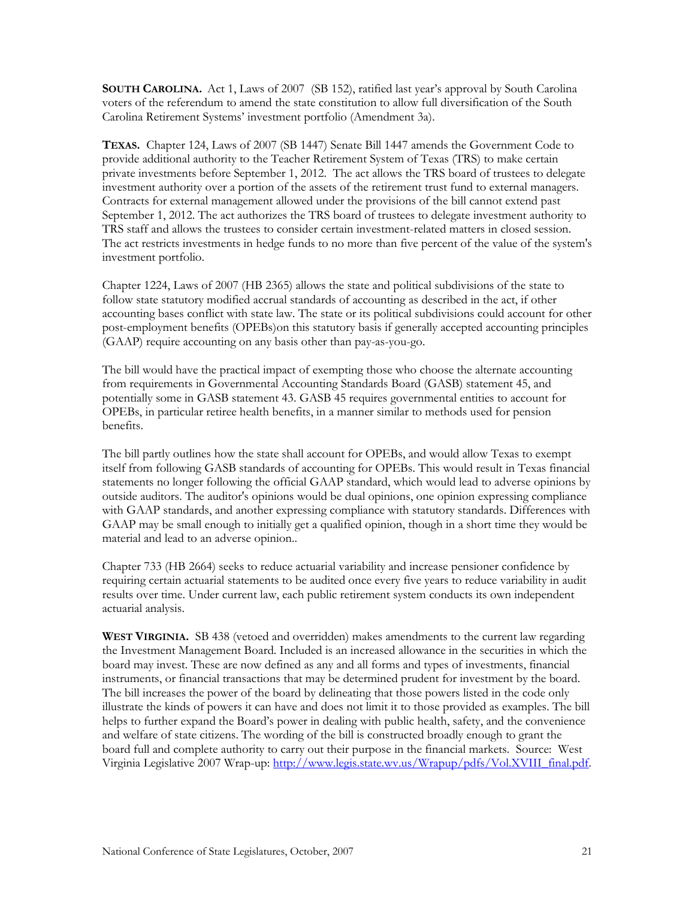**SOUTH CAROLINA.** Act 1, Laws of 2007 (SB 152), ratified last year's approval by South Carolina voters of the referendum to amend the state constitution to allow full diversification of the South Carolina Retirement Systems' investment portfolio (Amendment 3a).

**TEXAS.** Chapter 124, Laws of 2007 (SB 1447) Senate Bill 1447 amends the Government Code to provide additional authority to the Teacher Retirement System of Texas (TRS) to make certain private investments before September 1, 2012. The act allows the TRS board of trustees to delegate investment authority over a portion of the assets of the retirement trust fund to external managers. Contracts for external management allowed under the provisions of the bill cannot extend past September 1, 2012. The act authorizes the TRS board of trustees to delegate investment authority to TRS staff and allows the trustees to consider certain investment-related matters in closed session. The act restricts investments in hedge funds to no more than five percent of the value of the system's investment portfolio.

Chapter 1224, Laws of 2007 (HB 2365) allows the state and political subdivisions of the state to follow state statutory modified accrual standards of accounting as described in the act, if other accounting bases conflict with state law. The state or its political subdivisions could account for other post-employment benefits (OPEBs)on this statutory basis if generally accepted accounting principles (GAAP) require accounting on any basis other than pay-as-you-go.

The bill would have the practical impact of exempting those who choose the alternate accounting from requirements in Governmental Accounting Standards Board (GASB) statement 45, and potentially some in GASB statement 43. GASB 45 requires governmental entities to account for OPEBs, in particular retiree health benefits, in a manner similar to methods used for pension benefits.

The bill partly outlines how the state shall account for OPEBs, and would allow Texas to exempt itself from following GASB standards of accounting for OPEBs. This would result in Texas financial statements no longer following the official GAAP standard, which would lead to adverse opinions by outside auditors. The auditor's opinions would be dual opinions, one opinion expressing compliance with GAAP standards, and another expressing compliance with statutory standards. Differences with GAAP may be small enough to initially get a qualified opinion, though in a short time they would be material and lead to an adverse opinion..

Chapter 733 (HB 2664) seeks to reduce actuarial variability and increase pensioner confidence by requiring certain actuarial statements to be audited once every five years to reduce variability in audit results over time. Under current law, each public retirement system conducts its own independent actuarial analysis.

**WEST VIRGINIA.** SB 438 (vetoed and overridden) makes amendments to the current law regarding the Investment Management Board. Included is an increased allowance in the securities in which the board may invest. These are now defined as any and all forms and types of investments, financial instruments, or financial transactions that may be determined prudent for investment by the board. The bill increases the power of the board by delineating that those powers listed in the code only illustrate the kinds of powers it can have and does not limit it to those provided as examples. The bill helps to further expand the Board's power in dealing with public health, safety, and the convenience and welfare of state citizens. The wording of the bill is constructed broadly enough to grant the board full and complete authority to carry out their purpose in the financial markets. Source: West Virginia Legislative 2007 Wrap-up: http://www.legis.state.wv.us/Wrapup/pdfs/Vol.XVIII_final.pdf.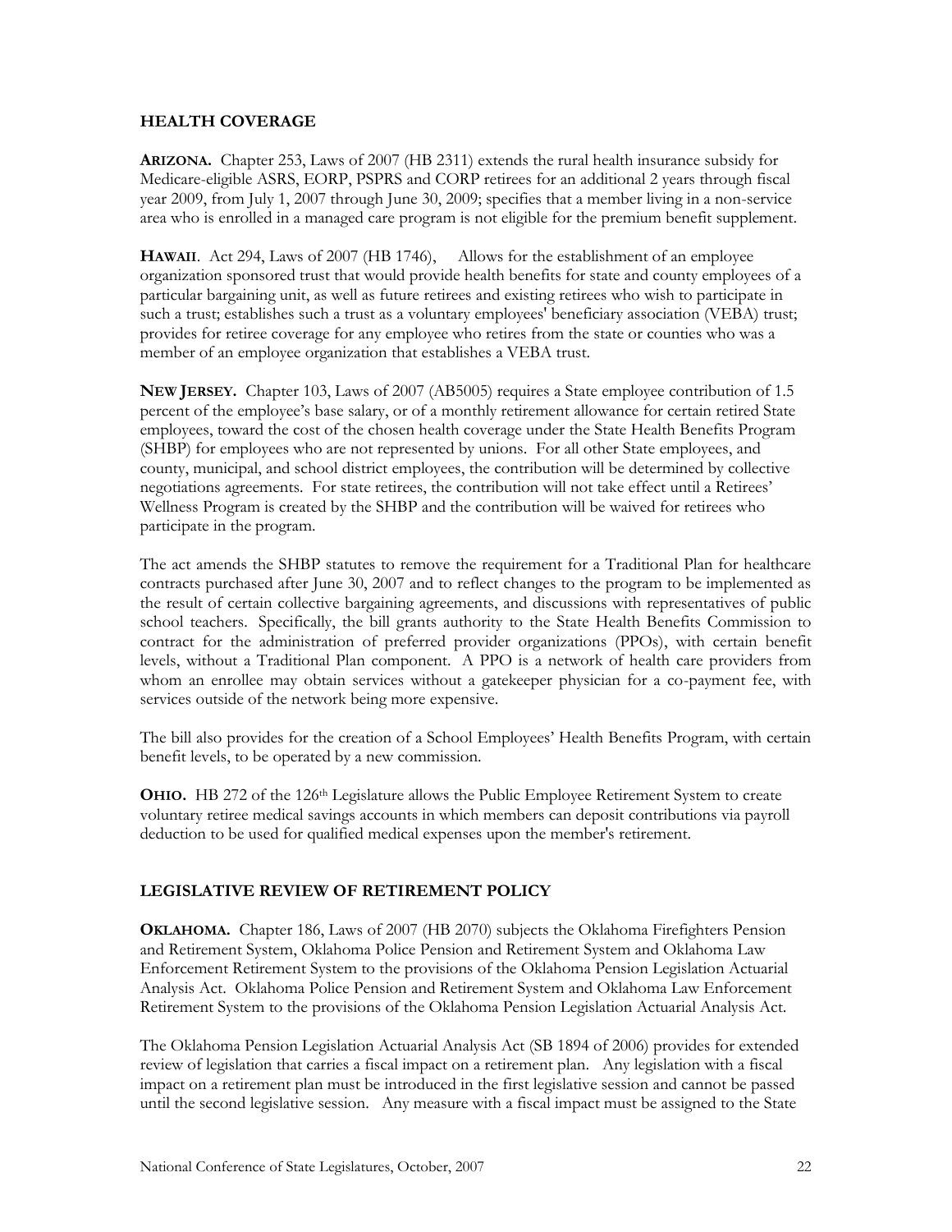## HEALTH COVERAGE

**ARIZONA.** Chapter 253, Laws of 2007 (HB 2311) extends the rural health insurance subsidy for Medicare-eligible ASRS, EORP, PSPRS and CORP retirees for an additional 2 years through fiscal year 2009, from July 1, 2007 through June 30, 2009; specifies that a member living in a non-service area who is enrolled in a managed care program is not eligible for the premium benefit supplement.

**HAWAII**. Act 294, Laws of 2007 (HB 1746), Allows for the establishment of an employee organization sponsored trust that would provide health benefits for state and county employees of a particular bargaining unit, as well as future retirees and existing retirees who wish to participate in such a trust; establishes such a trust as a voluntary employees' beneficiary association (VEBA) trust; provides for retiree coverage for any employee who retires from the state or counties who was a member of an employee organization that establishes a VEBA trust.

**NEW JERSEY.** Chapter 103, Laws of 2007 (AB5005) requires a State employee contribution of 1.5 percent of the employee's base salary, or of a monthly retirement allowance for certain retired State employees, toward the cost of the chosen health coverage under the State Health Benefits Program (SHBP) for employees who are not represented by unions. For all other State employees, and county, municipal, and school district employees, the contribution will be determined by collective negotiations agreements. For state retirees, the contribution will not take effect until a Retirees' Wellness Program is created by the SHBP and the contribution will be waived for retirees who participate in the program.

The act amends the SHBP statutes to remove the requirement for a Traditional Plan for healthcare contracts purchased after June 30, 2007 and to reflect changes to the program to be implemented as the result of certain collective bargaining agreements, and discussions with representatives of public school teachers. Specifically, the bill grants authority to the State Health Benefits Commission to contract for the administration of preferred provider organizations (PPOs), with certain benefit levels, without a Traditional Plan component. A PPO is a network of health care providers from whom an enrollee may obtain services without a gatekeeper physician for a co-payment fee, with services outside of the network being more expensive.

The bill also provides for the creation of a School Employees' Health Benefits Program, with certain benefit levels, to be operated by a new commission.

**OHIO.** HB 272 of the 126th Legislature allows the Public Employee Retirement System to create voluntary retiree medical savings accounts in which members can deposit contributions via payroll deduction to be used for qualified medical expenses upon the member's retirement.

## LEGISLATIVE REVIEW OF RETIREMENT POLICY

**OKLAHOMA.** Chapter 186, Laws of 2007 (HB 2070) subjects the Oklahoma Firefighters Pension and Retirement System, Oklahoma Police Pension and Retirement System and Oklahoma Law Enforcement Retirement System to the provisions of the Oklahoma Pension Legislation Actuarial Analysis Act. Oklahoma Police Pension and Retirement System and Oklahoma Law Enforcement Retirement System to the provisions of the Oklahoma Pension Legislation Actuarial Analysis Act.

The Oklahoma Pension Legislation Actuarial Analysis Act (SB 1894 of 2006) provides for extended review of legislation that carries a fiscal impact on a retirement plan. Any legislation with a fiscal impact on a retirement plan must be introduced in the first legislative session and cannot be passed until the second legislative session. Any measure with a fiscal impact must be assigned to the State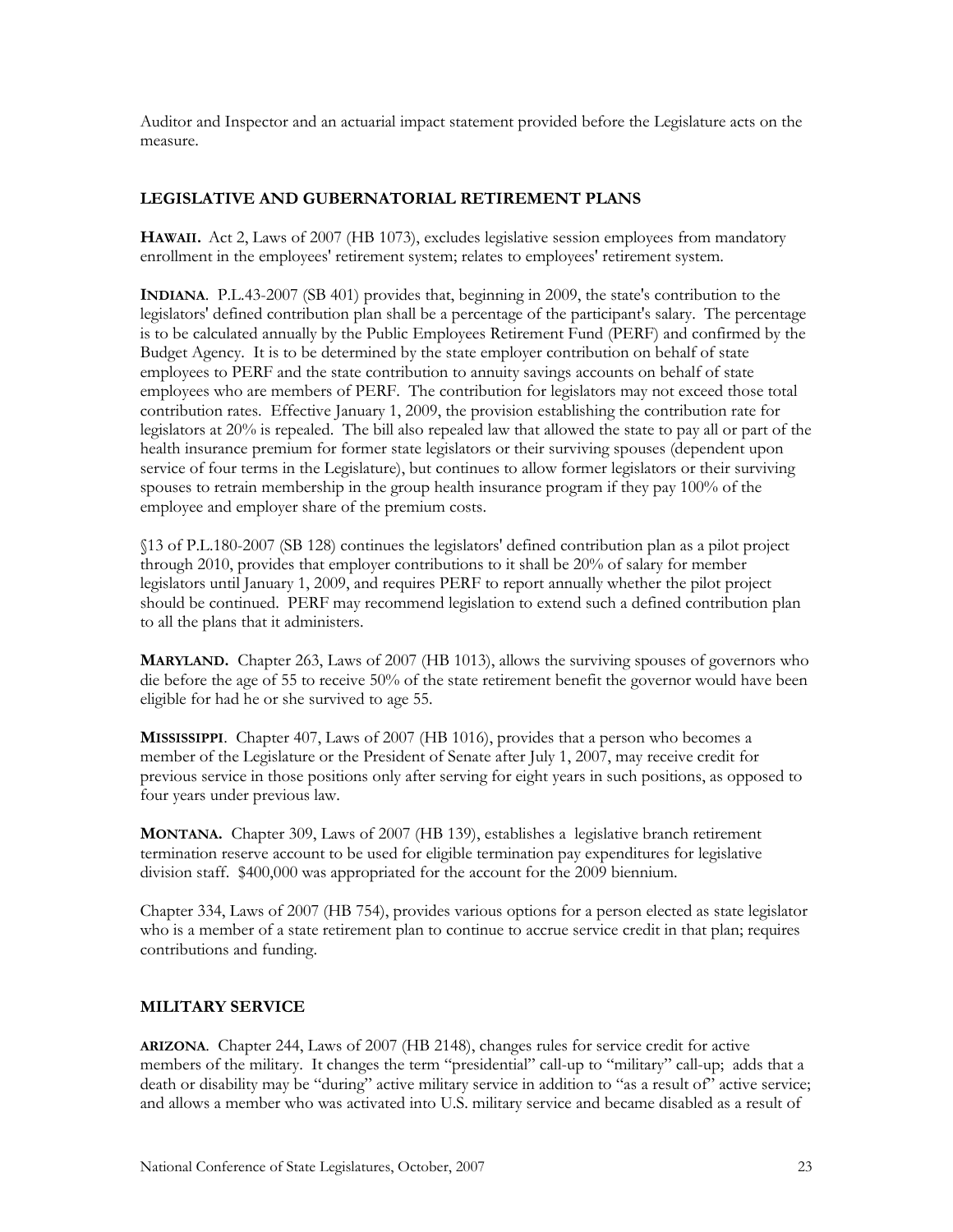Auditor and Inspector and an actuarial impact statement provided before the Legislature acts on the measure.

## LEGISLATIVE AND GUBERNATORIAL RETIREMENT PLANS

**HAWAII.** Act 2, Laws of 2007 (HB 1073), excludes legislative session employees from mandatory enrollment in the employees' retirement system; relates to employees' retirement system.

**INDIANA**. P.L.43-2007 (SB 401) provides that, beginning in 2009, the state's contribution to the legislators' defined contribution plan shall be a percentage of the participant's salary. The percentage is to be calculated annually by the Public Employees Retirement Fund (PERF) and confirmed by the Budget Agency. It is to be determined by the state employer contribution on behalf of state employees to PERF and the state contribution to annuity savings accounts on behalf of state employees who are members of PERF. The contribution for legislators may not exceed those total contribution rates. Effective January 1, 2009, the provision establishing the contribution rate for legislators at 20% is repealed. The bill also repealed law that allowed the state to pay all or part of the health insurance premium for former state legislators or their surviving spouses (dependent upon service of four terms in the Legislature), but continues to allow former legislators or their surviving spouses to retrain membership in the group health insurance program if they pay 100% of the employee and employer share of the premium costs.

§13 of P.L.180-2007 (SB 128) continues the legislators' defined contribution plan as a pilot project through 2010, provides that employer contributions to it shall be 20% of salary for member legislators until January 1, 2009, and requires PERF to report annually whether the pilot project should be continued. PERF may recommend legislation to extend such a defined contribution plan to all the plans that it administers.

**MARYLAND.** Chapter 263, Laws of 2007 (HB 1013), allows the surviving spouses of governors who die before the age of 55 to receive 50% of the state retirement benefit the governor would have been eligible for had he or she survived to age 55.

**MISSISSIPPI**. Chapter 407, Laws of 2007 (HB 1016), provides that a person who becomes a member of the Legislature or the President of Senate after July 1, 2007, may receive credit for previous service in those positions only after serving for eight years in such positions, as opposed to four years under previous law.

**MONTANA.** Chapter 309, Laws of 2007 (HB 139), establishes a legislative branch retirement termination reserve account to be used for eligible termination pay expenditures for legislative division staff. $400,000 was appropriated for the account for the 2009 biennium.

Chapter 334, Laws of 2007 (HB 754), provides various options for a person elected as state legislator who is a member of a state retirement plan to continue to accrue service credit in that plan; requires contributions and funding.

## MILITARY SERVICE

**ARIZONA**. Chapter 244, Laws of 2007 (HB 2148), changes rules for service credit for active members of the military. It changes the term "presidential" call-up to "military" call-up; adds that a death or disability may be "during" active military service in addition to "as a result of" active service; and allows a member who was activated into U.S. military service and became disabled as a result of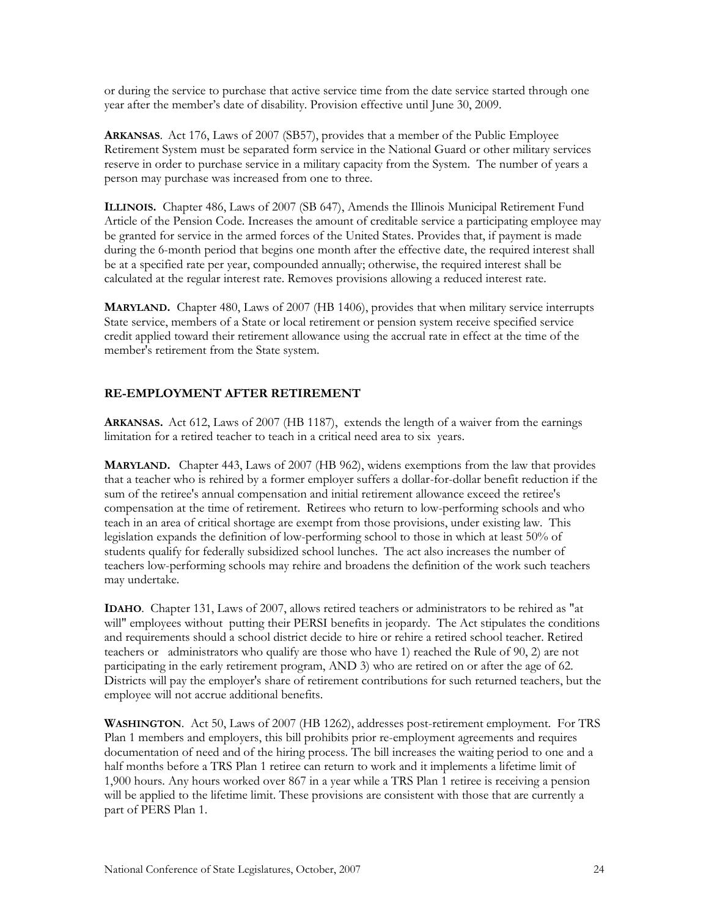or during the service to purchase that active service time from the date service started through one year after the member's date of disability. Provision effective until June 30, 2009.

**ARKANSAS**. Act 176, Laws of 2007 (SB57), provides that a member of the Public Employee Retirement System must be separated form service in the National Guard or other military services reserve in order to purchase service in a military capacity from the System. The number of years a person may purchase was increased from one to three.

**ILLINOIS.** Chapter 486, Laws of 2007 (SB 647), Amends the Illinois Municipal Retirement Fund Article of the Pension Code. Increases the amount of creditable service a participating employee may be granted for service in the armed forces of the United States. Provides that, if payment is made during the 6-month period that begins one month after the effective date, the required interest shall be at a specified rate per year, compounded annually; otherwise, the required interest shall be calculated at the regular interest rate. Removes provisions allowing a reduced interest rate.

**MARYLAND.** Chapter 480, Laws of 2007 (HB 1406), provides that when military service interrupts State service, members of a State or local retirement or pension system receive specified service credit applied toward their retirement allowance using the accrual rate in effect at the time of the member's retirement from the State system.

## RE-EMPLOYMENT AFTER RETIREMENT

**ARKANSAS.** Act 612, Laws of 2007 (HB 1187), extends the length of a waiver from the earnings limitation for a retired teacher to teach in a critical need area to six years.

**MARYLAND.** Chapter 443, Laws of 2007 (HB 962), widens exemptions from the law that provides that a teacher who is rehired by a former employer suffers a dollar-for-dollar benefit reduction if the sum of the retiree's annual compensation and initial retirement allowance exceed the retiree's compensation at the time of retirement. Retirees who return to low-performing schools and who teach in an area of critical shortage are exempt from those provisions, under existing law. This legislation expands the definition of low-performing school to those in which at least 50% of students qualify for federally subsidized school lunches. The act also increases the number of teachers low-performing schools may rehire and broadens the definition of the work such teachers may undertake.

**IDAHO**. Chapter 131, Laws of 2007, allows retired teachers or administrators to be rehired as "at will" employees without putting their PERSI benefits in jeopardy. The Act stipulates the conditions and requirements should a school district decide to hire or rehire a retired school teacher. Retired teachers or administrators who qualify are those who have 1) reached the Rule of 90, 2) are not participating in the early retirement program, AND 3) who are retired on or after the age of 62. Districts will pay the employer's share of retirement contributions for such returned teachers, but the employee will not accrue additional benefits.

**WASHINGTON**. Act 50, Laws of 2007 (HB 1262), addresses post-retirement employment. For TRS Plan 1 members and employers, this bill prohibits prior re-employment agreements and requires documentation of need and of the hiring process. The bill increases the waiting period to one and a half months before a TRS Plan 1 retiree can return to work and it implements a lifetime limit of 1,900 hours. Any hours worked over 867 in a year while a TRS Plan 1 retiree is receiving a pension will be applied to the lifetime limit. These provisions are consistent with those that are currently a part of PERS Plan 1.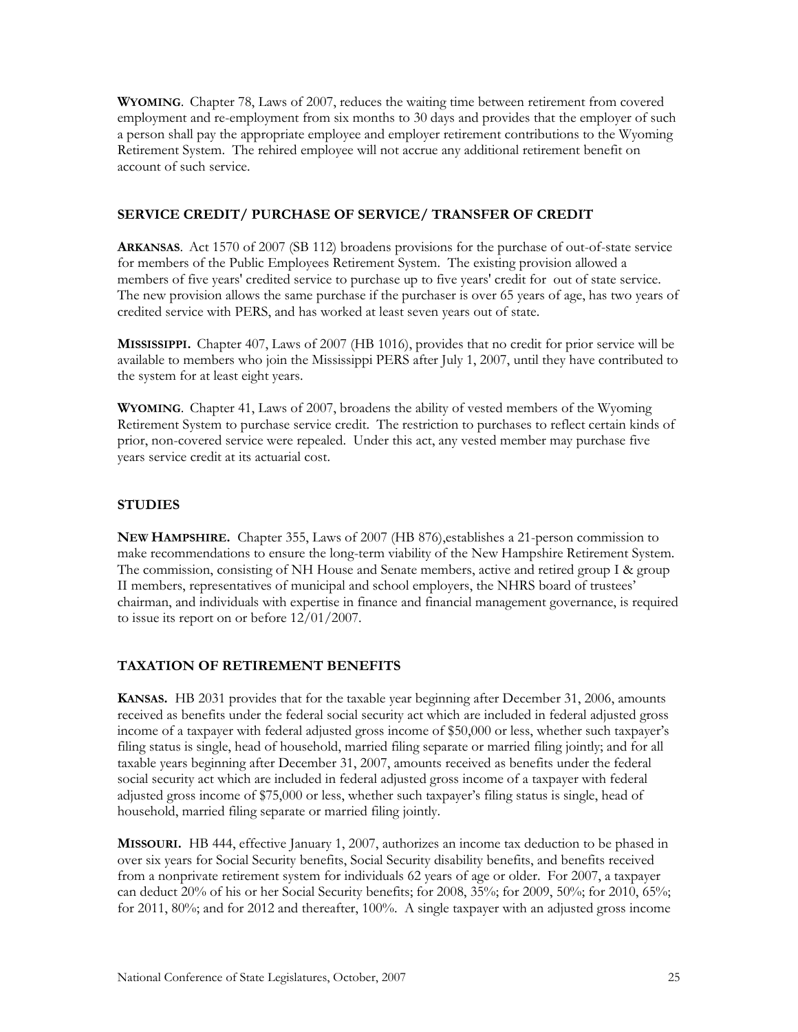**WYOMING**. Chapter 78, Laws of 2007, reduces the waiting time between retirement from covered employment and re-employment from six months to 30 days and provides that the employer of such a person shall pay the appropriate employee and employer retirement contributions to the Wyoming Retirement System. The rehired employee will not accrue any additional retirement benefit on account of such service.

## SERVICE CREDIT/ PURCHASE OF SERVICE/ TRANSFER OF CREDIT

**ARKANSAS**. Act 1570 of 2007 (SB 112) broadens provisions for the purchase of out-of-state service for members of the Public Employees Retirement System. The existing provision allowed a members of five years' credited service to purchase up to five years' credit for out of state service. The new provision allows the same purchase if the purchaser is over 65 years of age, has two years of credited service with PERS, and has worked at least seven years out of state.

**MISSISSIPPI.** Chapter 407, Laws of 2007 (HB 1016), provides that no credit for prior service will be available to members who join the Mississippi PERS after July 1, 2007, until they have contributed to the system for at least eight years.

**WYOMING**. Chapter 41, Laws of 2007, broadens the ability of vested members of the Wyoming Retirement System to purchase service credit. The restriction to purchases to reflect certain kinds of prior, non-covered service were repealed. Under this act, any vested member may purchase five years service credit at its actuarial cost.

## STUDIES

**NEW HAMPSHIRE.** Chapter 355, Laws of 2007 (HB 876),establishes a 21-person commission to make recommendations to ensure the long-term viability of the New Hampshire Retirement System. The commission, consisting of NH House and Senate members, active and retired group I & group II members, representatives of municipal and school employers, the NHRS board of trustees' chairman, and individuals with expertise in finance and financial management governance, is required to issue its report on or before 12/01/2007.

## TAXATION OF RETIREMENT BENEFITS

**KANSAS.** HB 2031 provides that for the taxable year beginning after December 31, 2006, amounts received as benefits under the federal social security act which are included in federal adjusted gross income of a taxpayer with federal adjusted gross income of $50,000 or less, whether such taxpayer's filing status is single, head of household, married filing separate or married filing jointly; and for all taxable years beginning after December 31, 2007, amounts received as benefits under the federal social security act which are included in federal adjusted gross income of a taxpayer with federal adjusted gross income of $75,000 or less, whether such taxpayer's filing status is single, head of household, married filing separate or married filing jointly.

**MISSOURI.** HB 444, effective January 1, 2007, authorizes an income tax deduction to be phased in over six years for Social Security benefits, Social Security disability benefits, and benefits received from a nonprivate retirement system for individuals 62 years of age or older. For 2007, a taxpayer can deduct 20% of his or her Social Security benefits; for 2008, 35%; for 2009, 50%; for 2010, 65%; for 2011, 80%; and for 2012 and thereafter, 100%. A single taxpayer with an adjusted gross income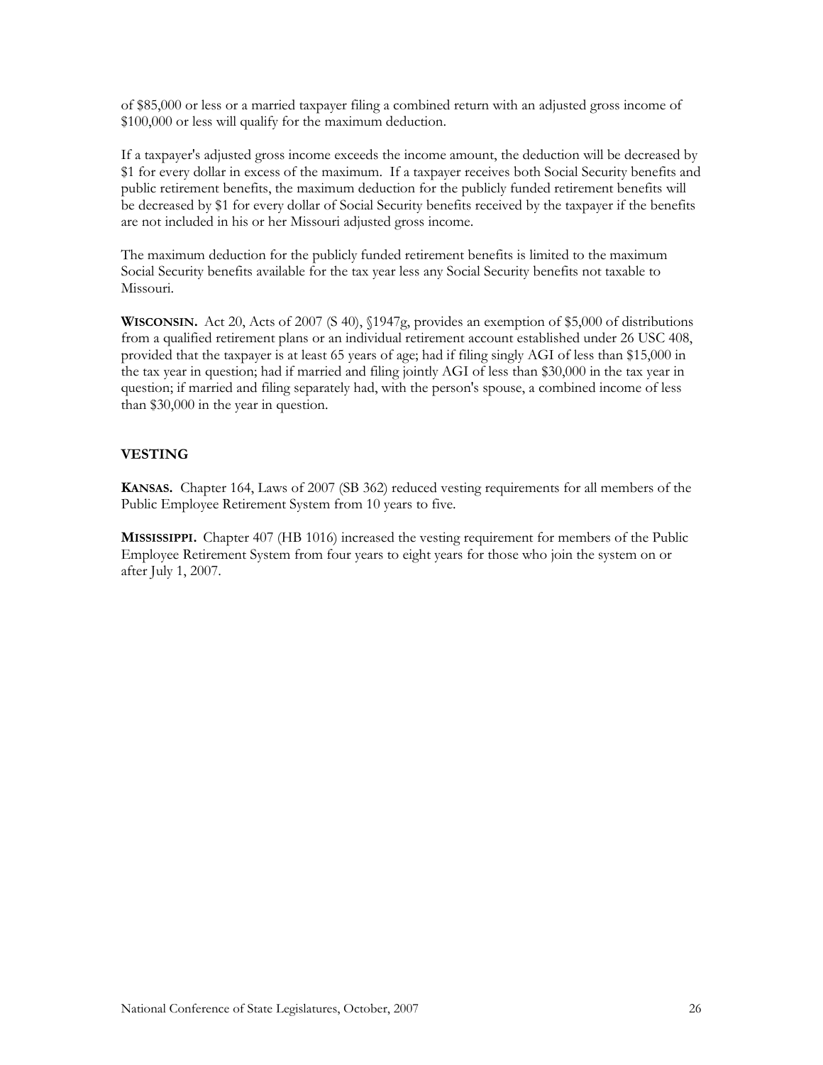of $85,000 or less or a married taxpayer filing a combined return with an adjusted gross income of $100,000 or less will qualify for the maximum deduction.

If a taxpayer's adjusted gross income exceeds the income amount, the deduction will be decreased by $1 for every dollar in excess of the maximum. If a taxpayer receives both Social Security benefits and public retirement benefits, the maximum deduction for the publicly funded retirement benefits will be decreased by $1 for every dollar of Social Security benefits received by the taxpayer if the benefits are not included in his or her Missouri adjusted gross income.

The maximum deduction for the publicly funded retirement benefits is limited to the maximum Social Security benefits available for the tax year less any Social Security benefits not taxable to Missouri.

**WISCONSIN.** Act 20, Acts of 2007 (S 40), §1947g, provides an exemption of $5,000 of distributions from a qualified retirement plans or an individual retirement account established under 26 USC 408, provided that the taxpayer is at least 65 years of age; had if filing singly AGI of less than $15,000 in the tax year in question; had if married and filing jointly AGI of less than $30,000 in the tax year in question; if married and filing separately had, with the person's spouse, a combined income of less than $30,000 in the year in question.

## VESTING

**KANSAS.** Chapter 164, Laws of 2007 (SB 362) reduced vesting requirements for all members of the Public Employee Retirement System from 10 years to five.

**MISSISSIPPI.** Chapter 407 (HB 1016) increased the vesting requirement for members of the Public Employee Retirement System from four years to eight years for those who join the system on or after July 1, 2007.